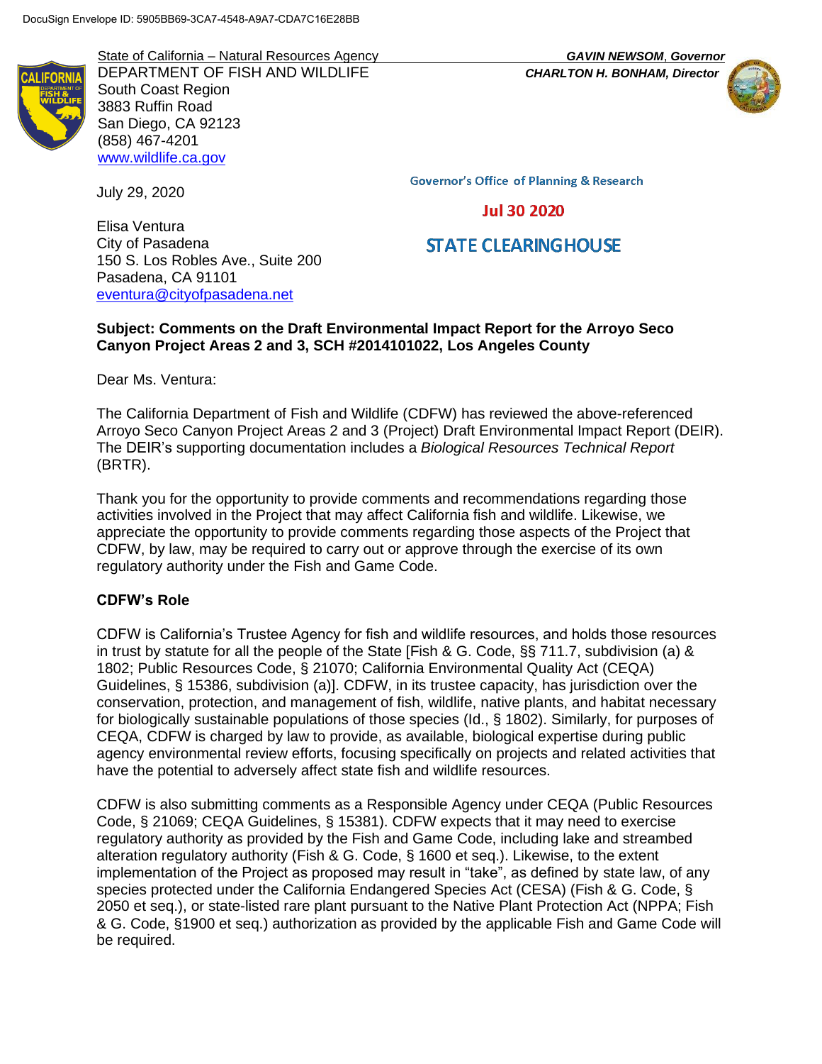DocuSign Envelope ID: 5905BB69-3CA7-4548-A9A7-CDA7C16E28BB

State of California – Natural Resources Agency
DEPARTMENT OF FISH AND WILDLIFE
South Coast Region
3883 Ruffin Road
San Diego, CA 92123
(858) 467-4201
www.wildlife.ca.gov

***GAVIN NEWSOM*, *Governor***
***CHARLTON H. BONHAM, Director***

Governor's Office of Planning & Research

Jul 30 2020

STATE CLEARINGHOUSE

July 29, 2020

Elisa Ventura
City of Pasadena
150 S. Los Robles Ave., Suite 200
Pasadena, CA 91101
eventura@cityofpasadena.net

**Subject: Comments on the Draft Environmental Impact Report for the Arroyo Seco Canyon Project Areas 2 and 3, SCH #2014101022, Los Angeles County**

Dear Ms. Ventura:

The California Department of Fish and Wildlife (CDFW) has reviewed the above-referenced Arroyo Seco Canyon Project Areas 2 and 3 (Project) Draft Environmental Impact Report (DEIR). The DEIR's supporting documentation includes a *Biological Resources Technical Report* (BRTR).

Thank you for the opportunity to provide comments and recommendations regarding those activities involved in the Project that may affect California fish and wildlife. Likewise, we appreciate the opportunity to provide comments regarding those aspects of the Project that CDFW, by law, may be required to carry out or approve through the exercise of its own regulatory authority under the Fish and Game Code.

**CDFW's Role**

CDFW is California's Trustee Agency for fish and wildlife resources, and holds those resources in trust by statute for all the people of the State [Fish & G. Code, §§ 711.7, subdivision (a) & 1802; Public Resources Code, § 21070; California Environmental Quality Act (CEQA) Guidelines, § 15386, subdivision (a)]. CDFW, in its trustee capacity, has jurisdiction over the conservation, protection, and management of fish, wildlife, native plants, and habitat necessary for biologically sustainable populations of those species (Id., § 1802). Similarly, for purposes of CEQA, CDFW is charged by law to provide, as available, biological expertise during public agency environmental review efforts, focusing specifically on projects and related activities that have the potential to adversely affect state fish and wildlife resources.

CDFW is also submitting comments as a Responsible Agency under CEQA (Public Resources Code, § 21069; CEQA Guidelines, § 15381). CDFW expects that it may need to exercise regulatory authority as provided by the Fish and Game Code, including lake and streambed alteration regulatory authority (Fish & G. Code, § 1600 et seq.). Likewise, to the extent implementation of the Project as proposed may result in "take", as defined by state law, of any species protected under the California Endangered Species Act (CESA) (Fish & G. Code, § 2050 et seq.), or state-listed rare plant pursuant to the Native Plant Protection Act (NPPA; Fish & G. Code, §1900 et seq.) authorization as provided by the applicable Fish and Game Code will be required.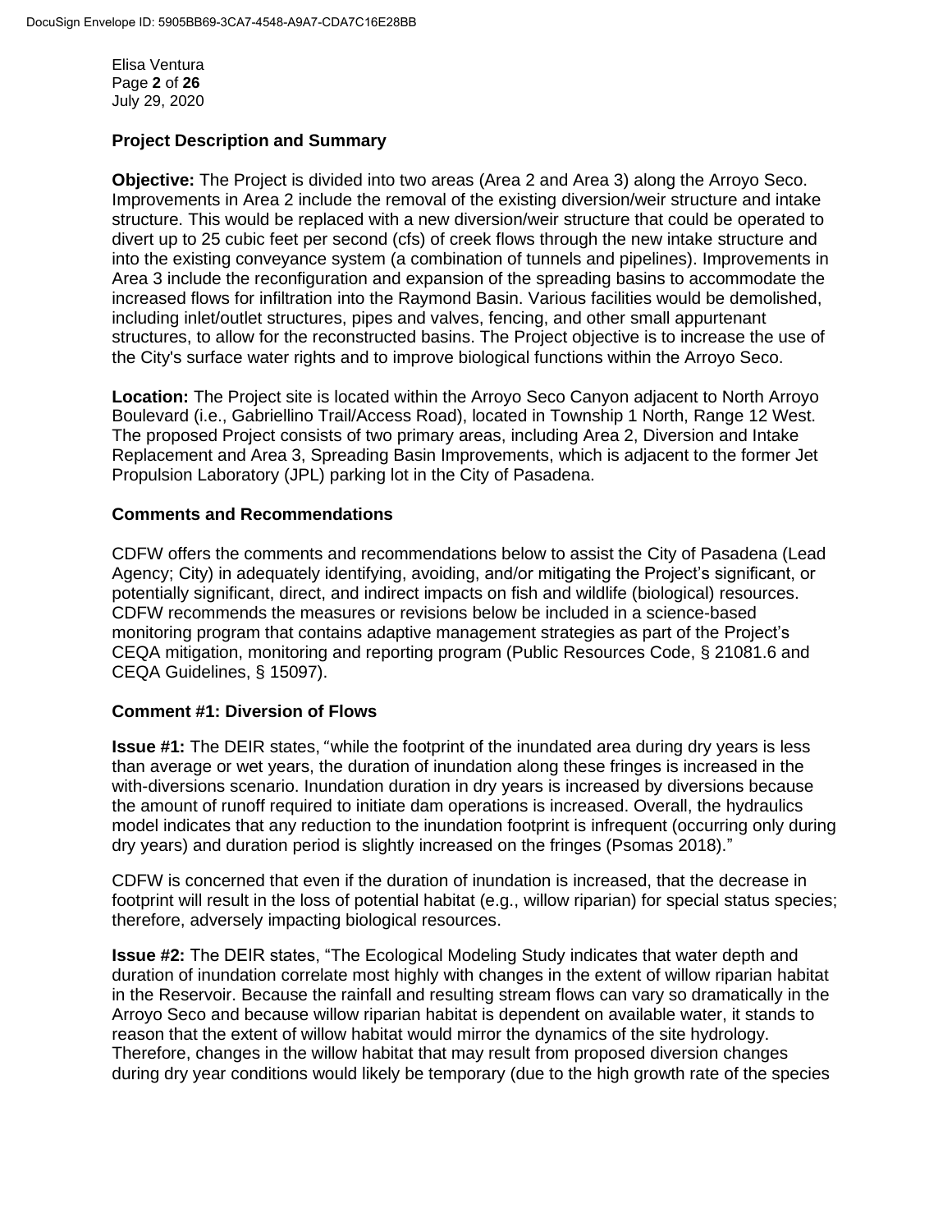## Project Description and Summary

**Objective:** The Project is divided into two areas (Area 2 and Area 3) along the Arroyo Seco. Improvements in Area 2 include the removal of the existing diversion/weir structure and intake structure. This would be replaced with a new diversion/weir structure that could be operated to divert up to 25 cubic feet per second (cfs) of creek flows through the new intake structure and into the existing conveyance system (a combination of tunnels and pipelines). Improvements in Area 3 include the reconfiguration and expansion of the spreading basins to accommodate the increased flows for infiltration into the Raymond Basin. Various facilities would be demolished, including inlet/outlet structures, pipes and valves, fencing, and other small appurtenant structures, to allow for the reconstructed basins. The Project objective is to increase the use of the City's surface water rights and to improve biological functions within the Arroyo Seco.

**Location:** The Project site is located within the Arroyo Seco Canyon adjacent to North Arroyo Boulevard (i.e., Gabriellino Trail/Access Road), located in Township 1 North, Range 12 West. The proposed Project consists of two primary areas, including Area 2, Diversion and Intake Replacement and Area 3, Spreading Basin Improvements, which is adjacent to the former Jet Propulsion Laboratory (JPL) parking lot in the City of Pasadena.

## Comments and Recommendations

CDFW offers the comments and recommendations below to assist the City of Pasadena (Lead Agency; City) in adequately identifying, avoiding, and/or mitigating the Project's significant, or potentially significant, direct, and indirect impacts on fish and wildlife (biological) resources. CDFW recommends the measures or revisions below be included in a science-based monitoring program that contains adaptive management strategies as part of the Project's CEQA mitigation, monitoring and reporting program (Public Resources Code, § 21081.6 and CEQA Guidelines, § 15097).

### Comment #1: Diversion of Flows

**Issue #1:** The DEIR states, "while the footprint of the inundated area during dry years is less than average or wet years, the duration of inundation along these fringes is increased in the with-diversions scenario. Inundation duration in dry years is increased by diversions because the amount of runoff required to initiate dam operations is increased. Overall, the hydraulics model indicates that any reduction to the inundation footprint is infrequent (occurring only during dry years) and duration period is slightly increased on the fringes (Psomas 2018)."

CDFW is concerned that even if the duration of inundation is increased, that the decrease in footprint will result in the loss of potential habitat (e.g., willow riparian) for special status species; therefore, adversely impacting biological resources.

**Issue #2:** The DEIR states, "The Ecological Modeling Study indicates that water depth and duration of inundation correlate most highly with changes in the extent of willow riparian habitat in the Reservoir. Because the rainfall and resulting stream flows can vary so dramatically in the Arroyo Seco and because willow riparian habitat is dependent on available water, it stands to reason that the extent of willow habitat would mirror the dynamics of the site hydrology. Therefore, changes in the willow habitat that may result from proposed diversion changes during dry year conditions would likely be temporary (due to the high growth rate of the species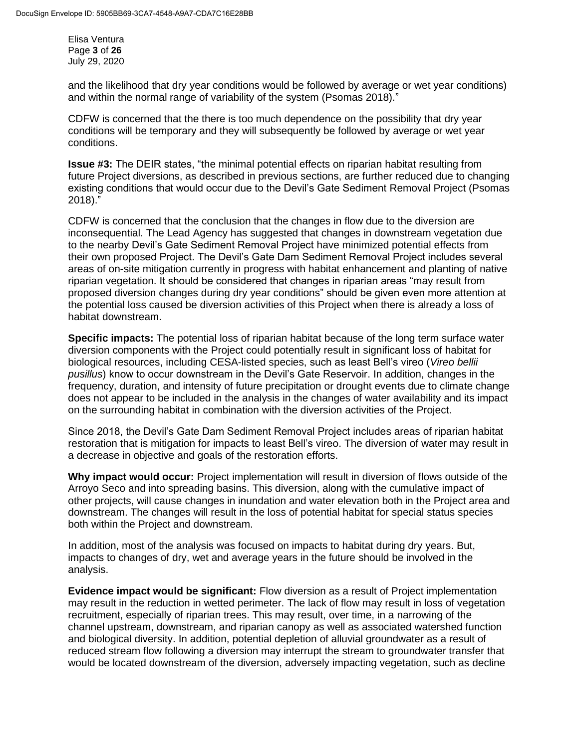and the likelihood that dry year conditions would be followed by average or wet year conditions) and within the normal range of variability of the system (Psomas 2018)."

CDFW is concerned that the there is too much dependence on the possibility that dry year conditions will be temporary and they will subsequently be followed by average or wet year conditions.

**Issue #3:** The DEIR states, "the minimal potential effects on riparian habitat resulting from future Project diversions, as described in previous sections, are further reduced due to changing existing conditions that would occur due to the Devil's Gate Sediment Removal Project (Psomas 2018)."

CDFW is concerned that the conclusion that the changes in flow due to the diversion are inconsequential. The Lead Agency has suggested that changes in downstream vegetation due to the nearby Devil's Gate Sediment Removal Project have minimized potential effects from their own proposed Project. The Devil's Gate Dam Sediment Removal Project includes several areas of on-site mitigation currently in progress with habitat enhancement and planting of native riparian vegetation. It should be considered that changes in riparian areas "may result from proposed diversion changes during dry year conditions" should be given even more attention at the potential loss caused be diversion activities of this Project when there is already a loss of habitat downstream.

**Specific impacts:** The potential loss of riparian habitat because of the long term surface water diversion components with the Project could potentially result in significant loss of habitat for biological resources, including CESA-listed species, such as least Bell's vireo (*Vireo bellii pusillus*) know to occur downstream in the Devil's Gate Reservoir. In addition, changes in the frequency, duration, and intensity of future precipitation or drought events due to climate change does not appear to be included in the analysis in the changes of water availability and its impact on the surrounding habitat in combination with the diversion activities of the Project.

Since 2018, the Devil's Gate Dam Sediment Removal Project includes areas of riparian habitat restoration that is mitigation for impacts to least Bell's vireo. The diversion of water may result in a decrease in objective and goals of the restoration efforts.

**Why impact would occur:** Project implementation will result in diversion of flows outside of the Arroyo Seco and into spreading basins. This diversion, along with the cumulative impact of other projects, will cause changes in inundation and water elevation both in the Project area and downstream. The changes will result in the loss of potential habitat for special status species both within the Project and downstream.

In addition, most of the analysis was focused on impacts to habitat during dry years. But, impacts to changes of dry, wet and average years in the future should be involved in the analysis.

**Evidence impact would be significant:** Flow diversion as a result of Project implementation may result in the reduction in wetted perimeter. The lack of flow may result in loss of vegetation recruitment, especially of riparian trees. This may result, over time, in a narrowing of the channel upstream, downstream, and riparian canopy as well as associated watershed function and biological diversity. In addition, potential depletion of alluvial groundwater as a result of reduced stream flow following a diversion may interrupt the stream to groundwater transfer that would be located downstream of the diversion, adversely impacting vegetation, such as decline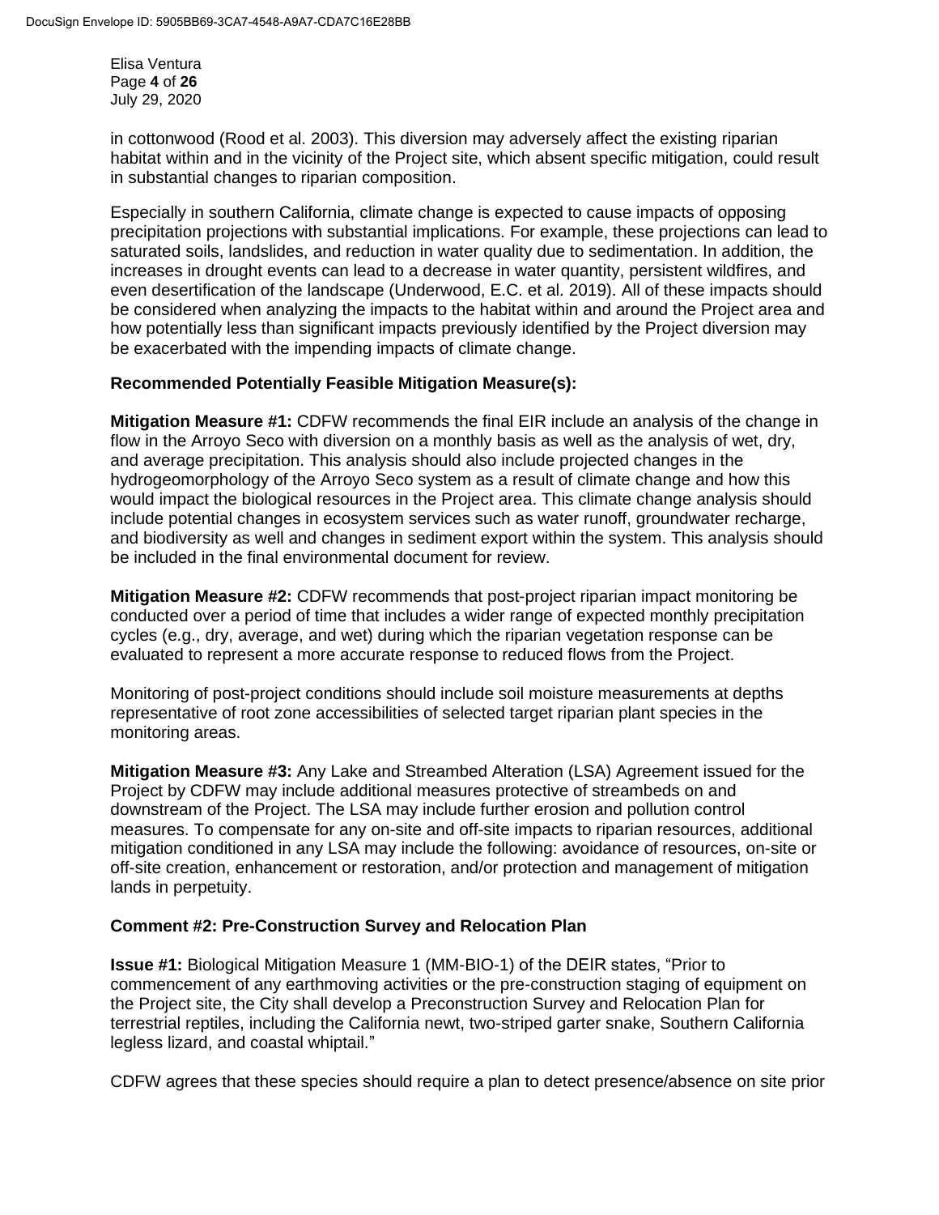in cottonwood (Rood et al. 2003). This diversion may adversely affect the existing riparian habitat within and in the vicinity of the Project site, which absent specific mitigation, could result in substantial changes to riparian composition.

Especially in southern California, climate change is expected to cause impacts of opposing precipitation projections with substantial implications. For example, these projections can lead to saturated soils, landslides, and reduction in water quality due to sedimentation. In addition, the increases in drought events can lead to a decrease in water quantity, persistent wildfires, and even desertification of the landscape (Underwood, E.C. et al. 2019). All of these impacts should be considered when analyzing the impacts to the habitat within and around the Project area and how potentially less than significant impacts previously identified by the Project diversion may be exacerbated with the impending impacts of climate change.

**Recommended Potentially Feasible Mitigation Measure(s):**

**Mitigation Measure #1:** CDFW recommends the final EIR include an analysis of the change in flow in the Arroyo Seco with diversion on a monthly basis as well as the analysis of wet, dry, and average precipitation. This analysis should also include projected changes in the hydrogeomorphology of the Arroyo Seco system as a result of climate change and how this would impact the biological resources in the Project area. This climate change analysis should include potential changes in ecosystem services such as water runoff, groundwater recharge, and biodiversity as well and changes in sediment export within the system. This analysis should be included in the final environmental document for review.

**Mitigation Measure #2:** CDFW recommends that post-project riparian impact monitoring be conducted over a period of time that includes a wider range of expected monthly precipitation cycles (e.g., dry, average, and wet) during which the riparian vegetation response can be evaluated to represent a more accurate response to reduced flows from the Project.

Monitoring of post-project conditions should include soil moisture measurements at depths representative of root zone accessibilities of selected target riparian plant species in the monitoring areas.

**Mitigation Measure #3:** Any Lake and Streambed Alteration (LSA) Agreement issued for the Project by CDFW may include additional measures protective of streambeds on and downstream of the Project. The LSA may include further erosion and pollution control measures. To compensate for any on-site and off-site impacts to riparian resources, additional mitigation conditioned in any LSA may include the following: avoidance of resources, on-site or off-site creation, enhancement or restoration, and/or protection and management of mitigation lands in perpetuity.

**Comment #2: Pre-Construction Survey and Relocation Plan**

**Issue #1:** Biological Mitigation Measure 1 (MM-BIO-1) of the DEIR states, "Prior to commencement of any earthmoving activities or the pre-construction staging of equipment on the Project site, the City shall develop a Preconstruction Survey and Relocation Plan for terrestrial reptiles, including the California newt, two-striped garter snake, Southern California legless lizard, and coastal whiptail."

CDFW agrees that these species should require a plan to detect presence/absence on site prior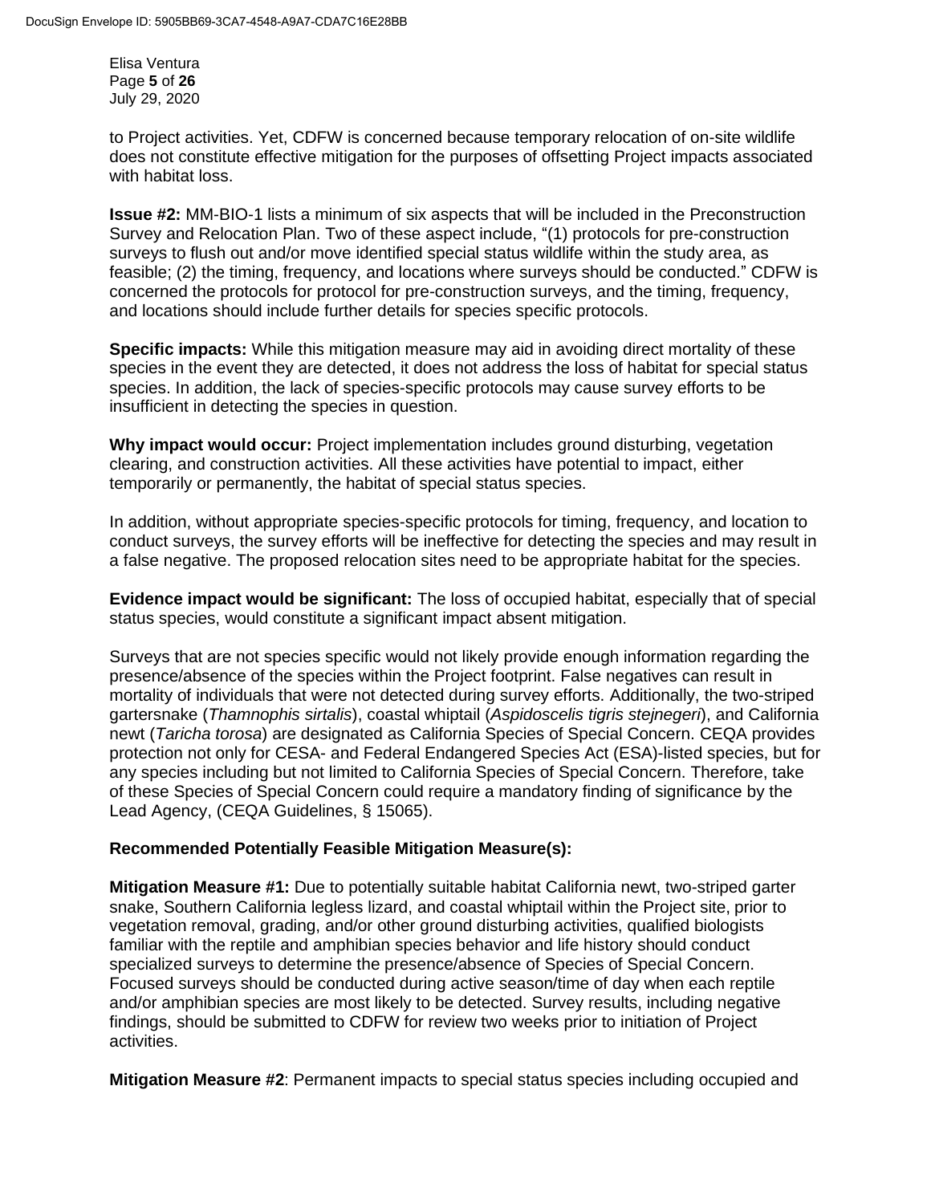to Project activities. Yet, CDFW is concerned because temporary relocation of on-site wildlife does not constitute effective mitigation for the purposes of offsetting Project impacts associated with habitat loss.

**Issue #2:** MM-BIO-1 lists a minimum of six aspects that will be included in the Preconstruction Survey and Relocation Plan. Two of these aspect include, "(1) protocols for pre-construction surveys to flush out and/or move identified special status wildlife within the study area, as feasible; (2) the timing, frequency, and locations where surveys should be conducted." CDFW is concerned the protocols for protocol for pre-construction surveys, and the timing, frequency, and locations should include further details for species specific protocols.

**Specific impacts:** While this mitigation measure may aid in avoiding direct mortality of these species in the event they are detected, it does not address the loss of habitat for special status species. In addition, the lack of species-specific protocols may cause survey efforts to be insufficient in detecting the species in question.

**Why impact would occur:** Project implementation includes ground disturbing, vegetation clearing, and construction activities. All these activities have potential to impact, either temporarily or permanently, the habitat of special status species.

In addition, without appropriate species-specific protocols for timing, frequency, and location to conduct surveys, the survey efforts will be ineffective for detecting the species and may result in a false negative. The proposed relocation sites need to be appropriate habitat for the species.

**Evidence impact would be significant:** The loss of occupied habitat, especially that of special status species, would constitute a significant impact absent mitigation.

Surveys that are not species specific would not likely provide enough information regarding the presence/absence of the species within the Project footprint. False negatives can result in mortality of individuals that were not detected during survey efforts. Additionally, the two-striped gartersnake (*Thamnophis sirtalis*), coastal whiptail (*Aspidoscelis tigris stejnegeri*), and California newt (*Taricha torosa*) are designated as California Species of Special Concern. CEQA provides protection not only for CESA- and Federal Endangered Species Act (ESA)-listed species, but for any species including but not limited to California Species of Special Concern. Therefore, take of these Species of Special Concern could require a mandatory finding of significance by the Lead Agency, (CEQA Guidelines, § 15065).

**Recommended Potentially Feasible Mitigation Measure(s):**

**Mitigation Measure #1:** Due to potentially suitable habitat California newt, two-striped garter snake, Southern California legless lizard, and coastal whiptail within the Project site, prior to vegetation removal, grading, and/or other ground disturbing activities, qualified biologists familiar with the reptile and amphibian species behavior and life history should conduct specialized surveys to determine the presence/absence of Species of Special Concern. Focused surveys should be conducted during active season/time of day when each reptile and/or amphibian species are most likely to be detected. Survey results, including negative findings, should be submitted to CDFW for review two weeks prior to initiation of Project activities.

**Mitigation Measure #2**: Permanent impacts to special status species including occupied and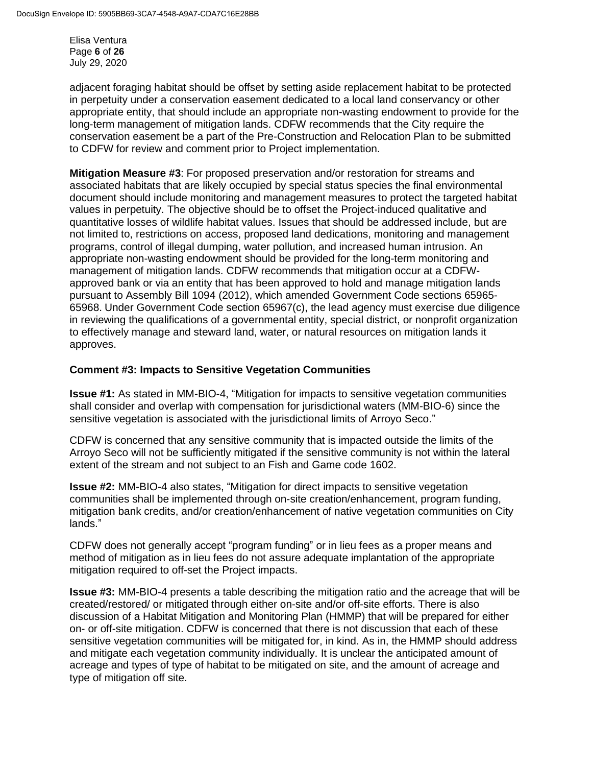adjacent foraging habitat should be offset by setting aside replacement habitat to be protected in perpetuity under a conservation easement dedicated to a local land conservancy or other appropriate entity, that should include an appropriate non-wasting endowment to provide for the long-term management of mitigation lands. CDFW recommends that the City require the conservation easement be a part of the Pre-Construction and Relocation Plan to be submitted to CDFW for review and comment prior to Project implementation.

**Mitigation Measure #3**: For proposed preservation and/or restoration for streams and associated habitats that are likely occupied by special status species the final environmental document should include monitoring and management measures to protect the targeted habitat values in perpetuity. The objective should be to offset the Project-induced qualitative and quantitative losses of wildlife habitat values. Issues that should be addressed include, but are not limited to, restrictions on access, proposed land dedications, monitoring and management programs, control of illegal dumping, water pollution, and increased human intrusion. An appropriate non-wasting endowment should be provided for the long-term monitoring and management of mitigation lands. CDFW recommends that mitigation occur at a CDFW-approved bank or via an entity that has been approved to hold and manage mitigation lands pursuant to Assembly Bill 1094 (2012), which amended Government Code sections 65965-65968. Under Government Code section 65967(c), the lead agency must exercise due diligence in reviewing the qualifications of a governmental entity, special district, or nonprofit organization to effectively manage and steward land, water, or natural resources on mitigation lands it approves.

**Comment #3: Impacts to Sensitive Vegetation Communities**

**Issue #1:** As stated in MM-BIO-4, "Mitigation for impacts to sensitive vegetation communities shall consider and overlap with compensation for jurisdictional waters (MM-BIO-6) since the sensitive vegetation is associated with the jurisdictional limits of Arroyo Seco."

CDFW is concerned that any sensitive community that is impacted outside the limits of the Arroyo Seco will not be sufficiently mitigated if the sensitive community is not within the lateral extent of the stream and not subject to an Fish and Game code 1602.

**Issue #2:** MM-BIO-4 also states, "Mitigation for direct impacts to sensitive vegetation communities shall be implemented through on-site creation/enhancement, program funding, mitigation bank credits, and/or creation/enhancement of native vegetation communities on City lands."

CDFW does not generally accept "program funding" or in lieu fees as a proper means and method of mitigation as in lieu fees do not assure adequate implantation of the appropriate mitigation required to off-set the Project impacts.

**Issue #3:** MM-BIO-4 presents a table describing the mitigation ratio and the acreage that will be created/restored/ or mitigated through either on-site and/or off-site efforts. There is also discussion of a Habitat Mitigation and Monitoring Plan (HMMP) that will be prepared for either on- or off-site mitigation. CDFW is concerned that there is not discussion that each of these sensitive vegetation communities will be mitigated for, in kind. As in, the HMMP should address and mitigate each vegetation community individually. It is unclear the anticipated amount of acreage and types of type of habitat to be mitigated on site, and the amount of acreage and type of mitigation off site.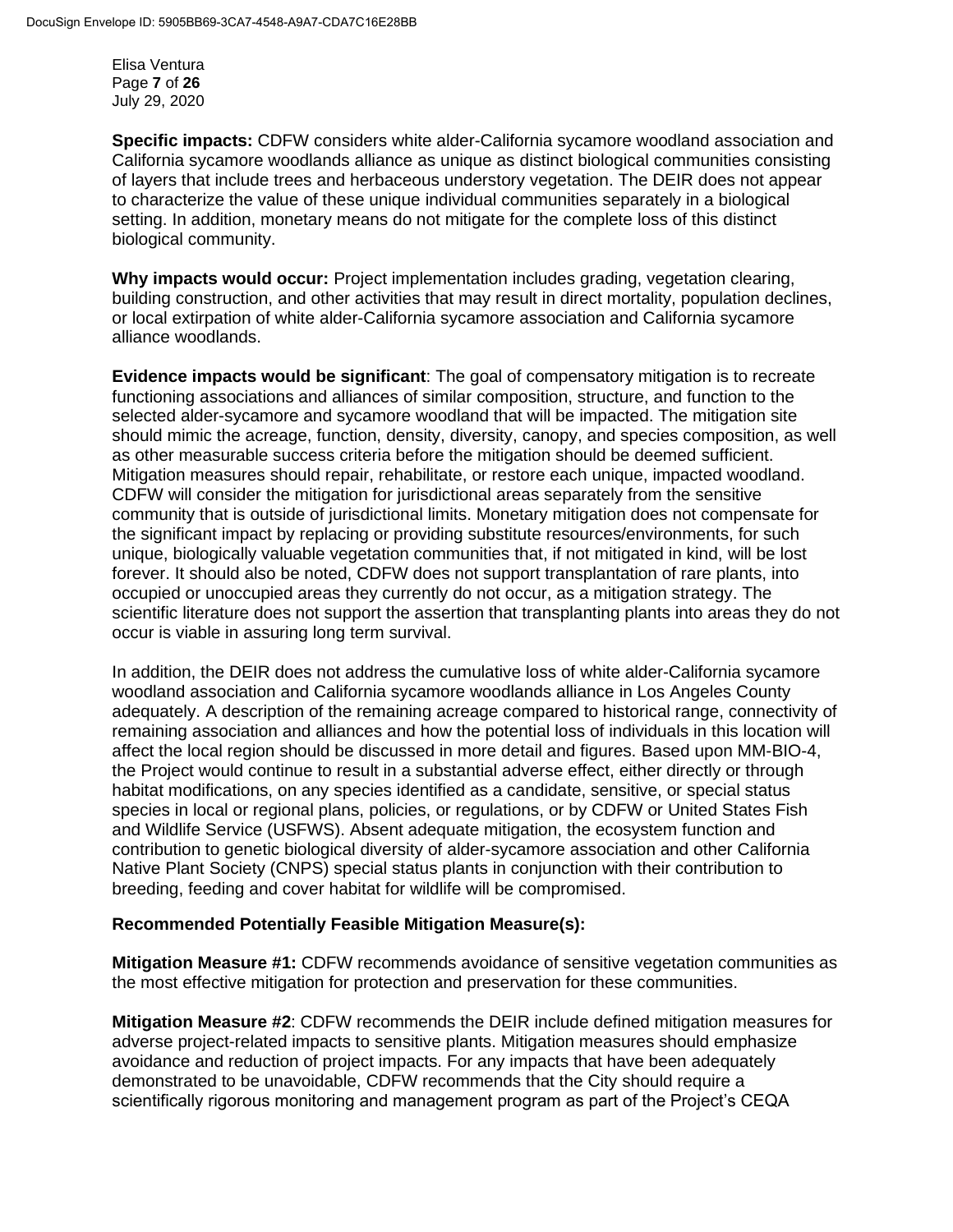**Specific impacts:** CDFW considers white alder-California sycamore woodland association and California sycamore woodlands alliance as unique as distinct biological communities consisting of layers that include trees and herbaceous understory vegetation. The DEIR does not appear to characterize the value of these unique individual communities separately in a biological setting. In addition, monetary means do not mitigate for the complete loss of this distinct biological community.

**Why impacts would occur:** Project implementation includes grading, vegetation clearing, building construction, and other activities that may result in direct mortality, population declines, or local extirpation of white alder-California sycamore association and California sycamore alliance woodlands.

**Evidence impacts would be significant**: The goal of compensatory mitigation is to recreate functioning associations and alliances of similar composition, structure, and function to the selected alder-sycamore and sycamore woodland that will be impacted. The mitigation site should mimic the acreage, function, density, diversity, canopy, and species composition, as well as other measurable success criteria before the mitigation should be deemed sufficient. Mitigation measures should repair, rehabilitate, or restore each unique, impacted woodland. CDFW will consider the mitigation for jurisdictional areas separately from the sensitive community that is outside of jurisdictional limits. Monetary mitigation does not compensate for the significant impact by replacing or providing substitute resources/environments, for such unique, biologically valuable vegetation communities that, if not mitigated in kind, will be lost forever. It should also be noted, CDFW does not support transplantation of rare plants, into occupied or unoccupied areas they currently do not occur, as a mitigation strategy. The scientific literature does not support the assertion that transplanting plants into areas they do not occur is viable in assuring long term survival.

In addition, the DEIR does not address the cumulative loss of white alder-California sycamore woodland association and California sycamore woodlands alliance in Los Angeles County adequately. A description of the remaining acreage compared to historical range, connectivity of remaining association and alliances and how the potential loss of individuals in this location will affect the local region should be discussed in more detail and figures. Based upon MM-BIO-4, the Project would continue to result in a substantial adverse effect, either directly or through habitat modifications, on any species identified as a candidate, sensitive, or special status species in local or regional plans, policies, or regulations, or by CDFW or United States Fish and Wildlife Service (USFWS). Absent adequate mitigation, the ecosystem function and contribution to genetic biological diversity of alder-sycamore association and other California Native Plant Society (CNPS) special status plants in conjunction with their contribution to breeding, feeding and cover habitat for wildlife will be compromised.

**Recommended Potentially Feasible Mitigation Measure(s):**

**Mitigation Measure #1:** CDFW recommends avoidance of sensitive vegetation communities as the most effective mitigation for protection and preservation for these communities.

**Mitigation Measure #2**: CDFW recommends the DEIR include defined mitigation measures for adverse project-related impacts to sensitive plants. Mitigation measures should emphasize avoidance and reduction of project impacts. For any impacts that have been adequately demonstrated to be unavoidable, CDFW recommends that the City should require a scientifically rigorous monitoring and management program as part of the Project's CEQA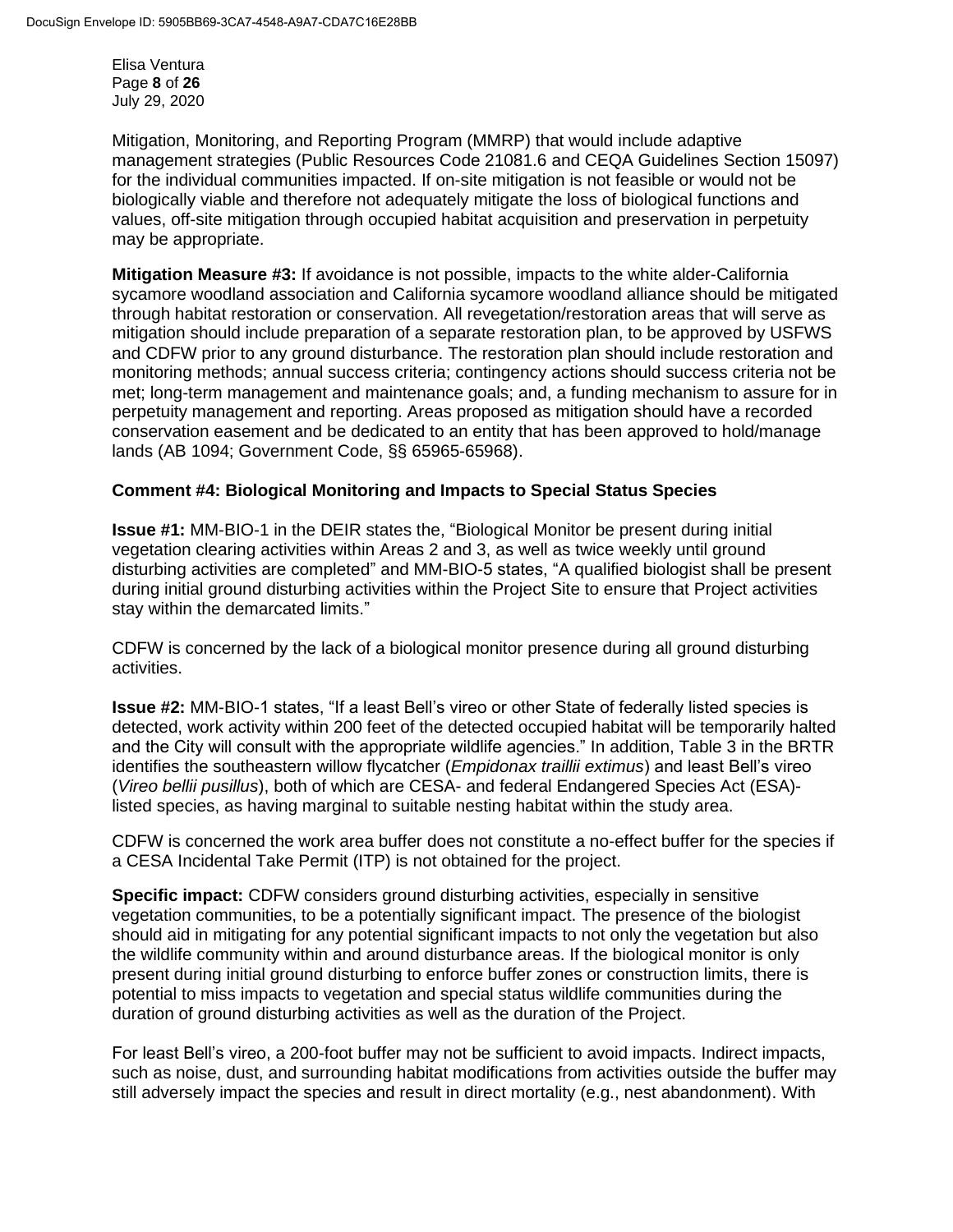Mitigation, Monitoring, and Reporting Program (MMRP) that would include adaptive management strategies (Public Resources Code 21081.6 and CEQA Guidelines Section 15097) for the individual communities impacted. If on-site mitigation is not feasible or would not be biologically viable and therefore not adequately mitigate the loss of biological functions and values, off-site mitigation through occupied habitat acquisition and preservation in perpetuity may be appropriate.

**Mitigation Measure #3:** If avoidance is not possible, impacts to the white alder-California sycamore woodland association and California sycamore woodland alliance should be mitigated through habitat restoration or conservation. All revegetation/restoration areas that will serve as mitigation should include preparation of a separate restoration plan, to be approved by USFWS and CDFW prior to any ground disturbance. The restoration plan should include restoration and monitoring methods; annual success criteria; contingency actions should success criteria not be met; long-term management and maintenance goals; and, a funding mechanism to assure for in perpetuity management and reporting. Areas proposed as mitigation should have a recorded conservation easement and be dedicated to an entity that has been approved to hold/manage lands (AB 1094; Government Code, §§ 65965-65968).

**Comment #4: Biological Monitoring and Impacts to Special Status Species**

**Issue #1:** MM-BIO-1 in the DEIR states the, "Biological Monitor be present during initial vegetation clearing activities within Areas 2 and 3, as well as twice weekly until ground disturbing activities are completed" and MM-BIO-5 states, "A qualified biologist shall be present during initial ground disturbing activities within the Project Site to ensure that Project activities stay within the demarcated limits."

CDFW is concerned by the lack of a biological monitor presence during all ground disturbing activities.

**Issue #2:** MM-BIO-1 states, "If a least Bell's vireo or other State of federally listed species is detected, work activity within 200 feet of the detected occupied habitat will be temporarily halted and the City will consult with the appropriate wildlife agencies." In addition, Table 3 in the BRTR identifies the southeastern willow flycatcher (*Empidonax traillii extimus*) and least Bell's vireo (*Vireo bellii pusillus*), both of which are CESA- and federal Endangered Species Act (ESA)-listed species, as having marginal to suitable nesting habitat within the study area.

CDFW is concerned the work area buffer does not constitute a no-effect buffer for the species if a CESA Incidental Take Permit (ITP) is not obtained for the project.

**Specific impact:** CDFW considers ground disturbing activities, especially in sensitive vegetation communities, to be a potentially significant impact. The presence of the biologist should aid in mitigating for any potential significant impacts to not only the vegetation but also the wildlife community within and around disturbance areas. If the biological monitor is only present during initial ground disturbing to enforce buffer zones or construction limits, there is potential to miss impacts to vegetation and special status wildlife communities during the duration of ground disturbing activities as well as the duration of the Project.

For least Bell's vireo, a 200-foot buffer may not be sufficient to avoid impacts. Indirect impacts, such as noise, dust, and surrounding habitat modifications from activities outside the buffer may still adversely impact the species and result in direct mortality (e.g., nest abandonment). With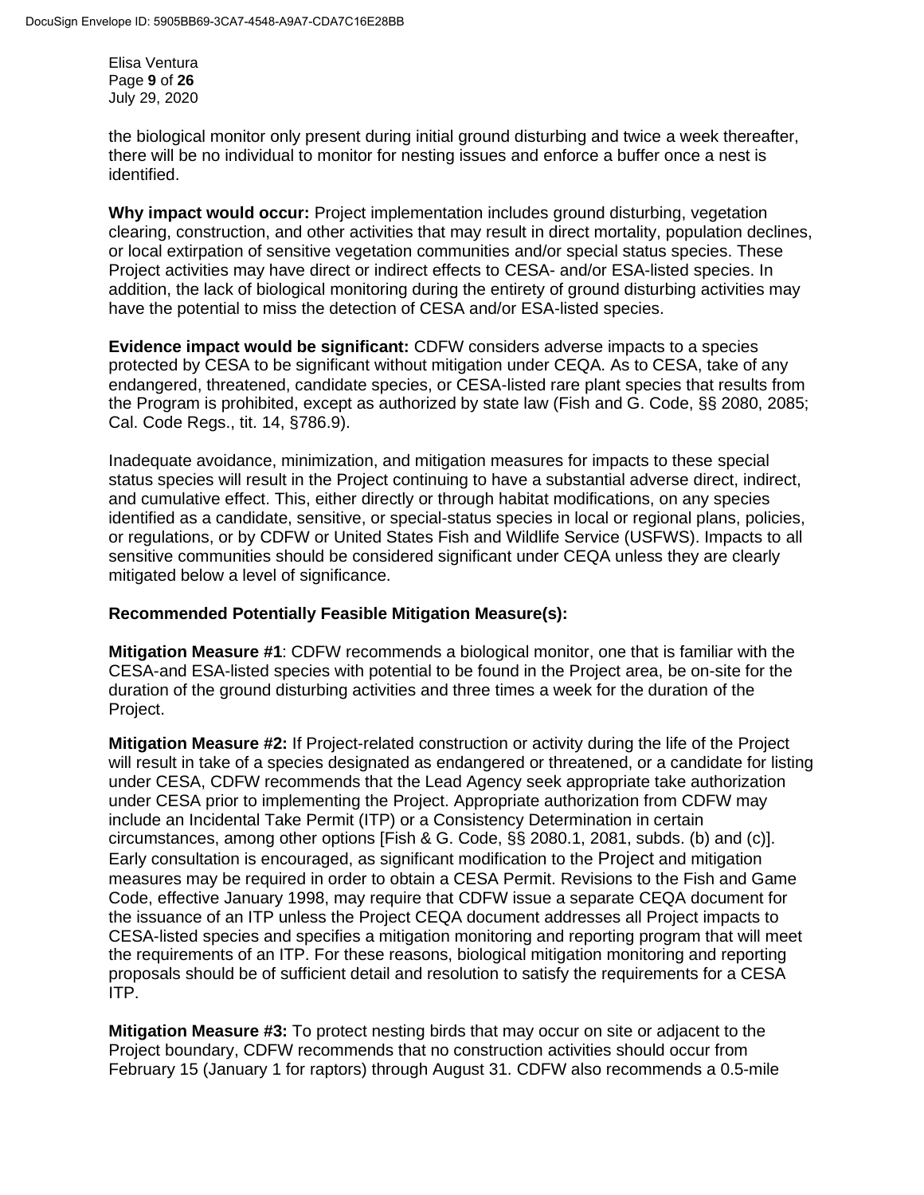the biological monitor only present during initial ground disturbing and twice a week thereafter, there will be no individual to monitor for nesting issues and enforce a buffer once a nest is identified.

**Why impact would occur:** Project implementation includes ground disturbing, vegetation clearing, construction, and other activities that may result in direct mortality, population declines, or local extirpation of sensitive vegetation communities and/or special status species. These Project activities may have direct or indirect effects to CESA- and/or ESA-listed species. In addition, the lack of biological monitoring during the entirety of ground disturbing activities may have the potential to miss the detection of CESA and/or ESA-listed species.

**Evidence impact would be significant:** CDFW considers adverse impacts to a species protected by CESA to be significant without mitigation under CEQA. As to CESA, take of any endangered, threatened, candidate species, or CESA-listed rare plant species that results from the Program is prohibited, except as authorized by state law (Fish and G. Code, §§ 2080, 2085; Cal. Code Regs., tit. 14, §786.9).

Inadequate avoidance, minimization, and mitigation measures for impacts to these special status species will result in the Project continuing to have a substantial adverse direct, indirect, and cumulative effect. This, either directly or through habitat modifications, on any species identified as a candidate, sensitive, or special-status species in local or regional plans, policies, or regulations, or by CDFW or United States Fish and Wildlife Service (USFWS). Impacts to all sensitive communities should be considered significant under CEQA unless they are clearly mitigated below a level of significance.

**Recommended Potentially Feasible Mitigation Measure(s):**

**Mitigation Measure #1**: CDFW recommends a biological monitor, one that is familiar with the CESA-and ESA-listed species with potential to be found in the Project area, be on-site for the duration of the ground disturbing activities and three times a week for the duration of the Project.

**Mitigation Measure #2:** If Project-related construction or activity during the life of the Project will result in take of a species designated as endangered or threatened, or a candidate for listing under CESA, CDFW recommends that the Lead Agency seek appropriate take authorization under CESA prior to implementing the Project. Appropriate authorization from CDFW may include an Incidental Take Permit (ITP) or a Consistency Determination in certain circumstances, among other options [Fish & G. Code, §§ 2080.1, 2081, subds. (b) and (c)]. Early consultation is encouraged, as significant modification to the Project and mitigation measures may be required in order to obtain a CESA Permit. Revisions to the Fish and Game Code, effective January 1998, may require that CDFW issue a separate CEQA document for the issuance of an ITP unless the Project CEQA document addresses all Project impacts to CESA-listed species and specifies a mitigation monitoring and reporting program that will meet the requirements of an ITP. For these reasons, biological mitigation monitoring and reporting proposals should be of sufficient detail and resolution to satisfy the requirements for a CESA ITP.

**Mitigation Measure #3:** To protect nesting birds that may occur on site or adjacent to the Project boundary, CDFW recommends that no construction activities should occur from February 15 (January 1 for raptors) through August 31. CDFW also recommends a 0.5-mile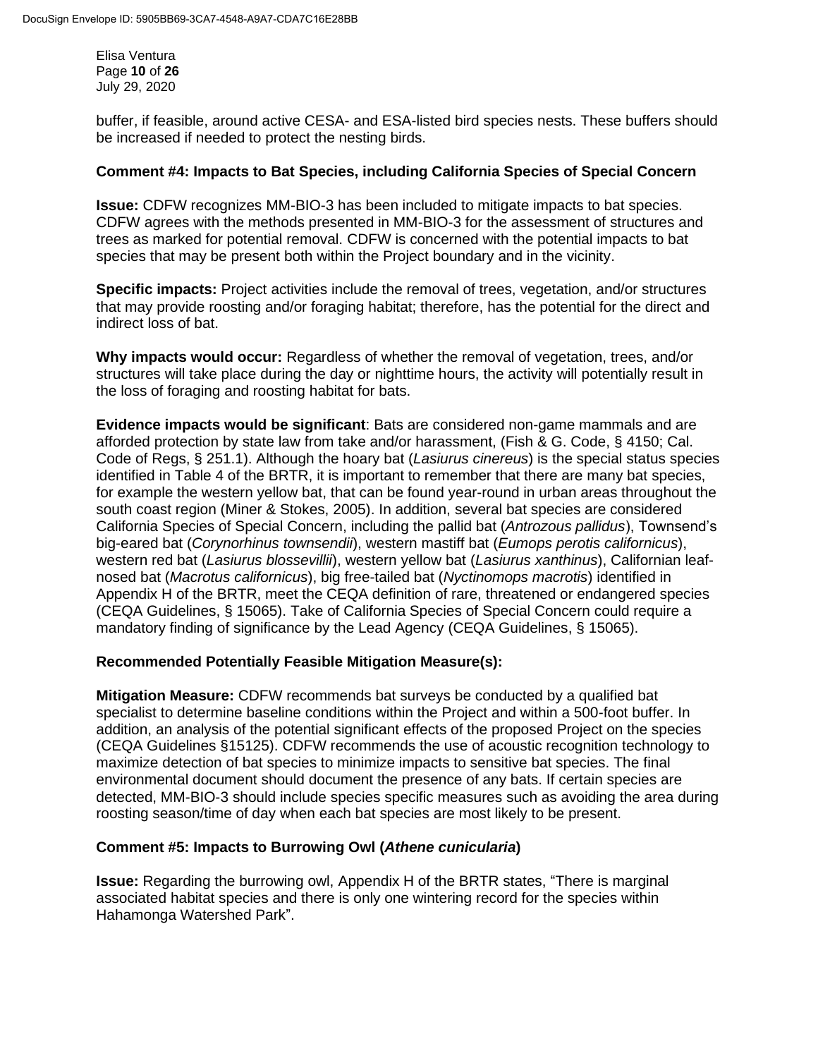buffer, if feasible, around active CESA- and ESA-listed bird species nests. These buffers should be increased if needed to protect the nesting birds.

**Comment #4: Impacts to Bat Species, including California Species of Special Concern**

**Issue:** CDFW recognizes MM-BIO-3 has been included to mitigate impacts to bat species. CDFW agrees with the methods presented in MM-BIO-3 for the assessment of structures and trees as marked for potential removal. CDFW is concerned with the potential impacts to bat species that may be present both within the Project boundary and in the vicinity.

**Specific impacts:** Project activities include the removal of trees, vegetation, and/or structures that may provide roosting and/or foraging habitat; therefore, has the potential for the direct and indirect loss of bat.

**Why impacts would occur:** Regardless of whether the removal of vegetation, trees, and/or structures will take place during the day or nighttime hours, the activity will potentially result in the loss of foraging and roosting habitat for bats.

**Evidence impacts would be significant**: Bats are considered non-game mammals and are afforded protection by state law from take and/or harassment, (Fish & G. Code, § 4150; Cal. Code of Regs, § 251.1). Although the hoary bat (*Lasiurus cinereus*) is the special status species identified in Table 4 of the BRTR, it is important to remember that there are many bat species, for example the western yellow bat, that can be found year-round in urban areas throughout the south coast region (Miner & Stokes, 2005). In addition, several bat species are considered California Species of Special Concern, including the pallid bat (*Antrozous pallidus*), Townsend's big-eared bat (*Corynorhinus townsendii*), western mastiff bat (*Eumops perotis californicus*), western red bat (*Lasiurus blossevillii*), western yellow bat (*Lasiurus xanthinus*), Californian leaf-nosed bat (*Macrotus californicus*), big free-tailed bat (*Nyctinomops macrotis*) identified in Appendix H of the BRTR, meet the CEQA definition of rare, threatened or endangered species (CEQA Guidelines, § 15065). Take of California Species of Special Concern could require a mandatory finding of significance by the Lead Agency (CEQA Guidelines, § 15065).

**Recommended Potentially Feasible Mitigation Measure(s):**

**Mitigation Measure:** CDFW recommends bat surveys be conducted by a qualified bat specialist to determine baseline conditions within the Project and within a 500-foot buffer. In addition, an analysis of the potential significant effects of the proposed Project on the species (CEQA Guidelines §15125). CDFW recommends the use of acoustic recognition technology to maximize detection of bat species to minimize impacts to sensitive bat species. The final environmental document should document the presence of any bats. If certain species are detected, MM-BIO-3 should include species specific measures such as avoiding the area during roosting season/time of day when each bat species are most likely to be present.

**Comment #5: Impacts to Burrowing Owl (*Athene cunicularia*)**

**Issue:** Regarding the burrowing owl, Appendix H of the BRTR states, "There is marginal associated habitat species and there is only one wintering record for the species within Hahamonga Watershed Park".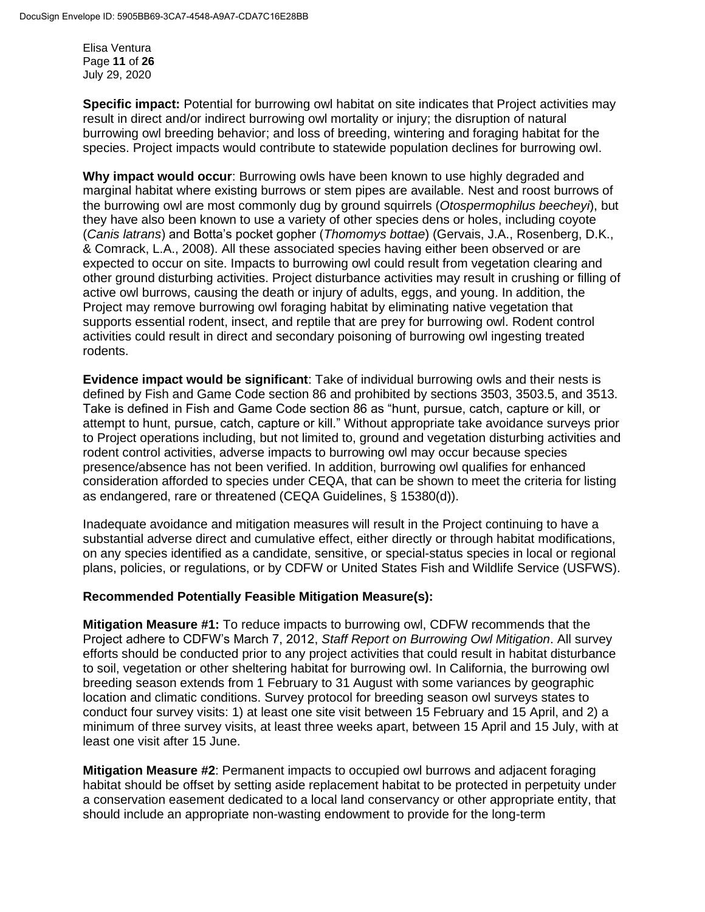**Specific impact:** Potential for burrowing owl habitat on site indicates that Project activities may result in direct and/or indirect burrowing owl mortality or injury; the disruption of natural burrowing owl breeding behavior; and loss of breeding, wintering and foraging habitat for the species. Project impacts would contribute to statewide population declines for burrowing owl.

**Why impact would occur**: Burrowing owls have been known to use highly degraded and marginal habitat where existing burrows or stem pipes are available. Nest and roost burrows of the burrowing owl are most commonly dug by ground squirrels (*Otospermophilus beecheyi*), but they have also been known to use a variety of other species dens or holes, including coyote (*Canis latrans*) and Botta's pocket gopher (*Thomomys bottae*) (Gervais, J.A., Rosenberg, D.K., & Comrack, L.A., 2008). All these associated species having either been observed or are expected to occur on site. Impacts to burrowing owl could result from vegetation clearing and other ground disturbing activities. Project disturbance activities may result in crushing or filling of active owl burrows, causing the death or injury of adults, eggs, and young. In addition, the Project may remove burrowing owl foraging habitat by eliminating native vegetation that supports essential rodent, insect, and reptile that are prey for burrowing owl. Rodent control activities could result in direct and secondary poisoning of burrowing owl ingesting treated rodents.

**Evidence impact would be significant**: Take of individual burrowing owls and their nests is defined by Fish and Game Code section 86 and prohibited by sections 3503, 3503.5, and 3513. Take is defined in Fish and Game Code section 86 as "hunt, pursue, catch, capture or kill, or attempt to hunt, pursue, catch, capture or kill." Without appropriate take avoidance surveys prior to Project operations including, but not limited to, ground and vegetation disturbing activities and rodent control activities, adverse impacts to burrowing owl may occur because species presence/absence has not been verified. In addition, burrowing owl qualifies for enhanced consideration afforded to species under CEQA, that can be shown to meet the criteria for listing as endangered, rare or threatened (CEQA Guidelines, § 15380(d)).

Inadequate avoidance and mitigation measures will result in the Project continuing to have a substantial adverse direct and cumulative effect, either directly or through habitat modifications, on any species identified as a candidate, sensitive, or special-status species in local or regional plans, policies, or regulations, or by CDFW or United States Fish and Wildlife Service (USFWS).

**Recommended Potentially Feasible Mitigation Measure(s):**

**Mitigation Measure #1:** To reduce impacts to burrowing owl, CDFW recommends that the Project adhere to CDFW's March 7, 2012, *Staff Report on Burrowing Owl Mitigation*. All survey efforts should be conducted prior to any project activities that could result in habitat disturbance to soil, vegetation or other sheltering habitat for burrowing owl. In California, the burrowing owl breeding season extends from 1 February to 31 August with some variances by geographic location and climatic conditions. Survey protocol for breeding season owl surveys states to conduct four survey visits: 1) at least one site visit between 15 February and 15 April, and 2) a minimum of three survey visits, at least three weeks apart, between 15 April and 15 July, with at least one visit after 15 June.

**Mitigation Measure #2**: Permanent impacts to occupied owl burrows and adjacent foraging habitat should be offset by setting aside replacement habitat to be protected in perpetuity under a conservation easement dedicated to a local land conservancy or other appropriate entity, that should include an appropriate non-wasting endowment to provide for the long-term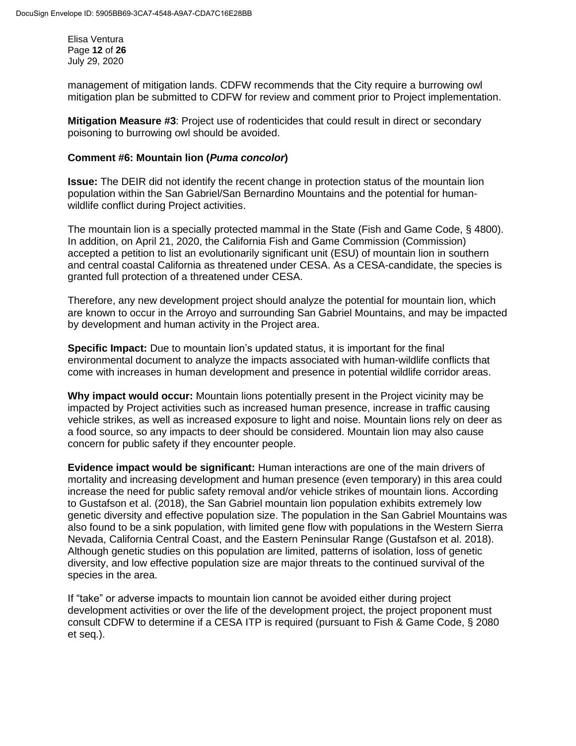management of mitigation lands. CDFW recommends that the City require a burrowing owl mitigation plan be submitted to CDFW for review and comment prior to Project implementation.

**Mitigation Measure #3**: Project use of rodenticides that could result in direct or secondary poisoning to burrowing owl should be avoided.

**Comment #6: Mountain lion (*Puma concolor*)**

**Issue:** The DEIR did not identify the recent change in protection status of the mountain lion population within the San Gabriel/San Bernardino Mountains and the potential for human-wildlife conflict during Project activities.

The mountain lion is a specially protected mammal in the State (Fish and Game Code, § 4800). In addition, on April 21, 2020, the California Fish and Game Commission (Commission) accepted a petition to list an evolutionarily significant unit (ESU) of mountain lion in southern and central coastal California as threatened under CESA. As a CESA-candidate, the species is granted full protection of a threatened under CESA.

Therefore, any new development project should analyze the potential for mountain lion, which are known to occur in the Arroyo and surrounding San Gabriel Mountains, and may be impacted by development and human activity in the Project area.

**Specific Impact:** Due to mountain lion's updated status, it is important for the final environmental document to analyze the impacts associated with human-wildlife conflicts that come with increases in human development and presence in potential wildlife corridor areas.

**Why impact would occur:** Mountain lions potentially present in the Project vicinity may be impacted by Project activities such as increased human presence, increase in traffic causing vehicle strikes, as well as increased exposure to light and noise. Mountain lions rely on deer as a food source, so any impacts to deer should be considered. Mountain lion may also cause concern for public safety if they encounter people.

**Evidence impact would be significant:** Human interactions are one of the main drivers of mortality and increasing development and human presence (even temporary) in this area could increase the need for public safety removal and/or vehicle strikes of mountain lions. According to Gustafson et al. (2018), the San Gabriel mountain lion population exhibits extremely low genetic diversity and effective population size. The population in the San Gabriel Mountains was also found to be a sink population, with limited gene flow with populations in the Western Sierra Nevada, California Central Coast, and the Eastern Peninsular Range (Gustafson et al. 2018). Although genetic studies on this population are limited, patterns of isolation, loss of genetic diversity, and low effective population size are major threats to the continued survival of the species in the area.

If "take" or adverse impacts to mountain lion cannot be avoided either during project development activities or over the life of the development project, the project proponent must consult CDFW to determine if a CESA ITP is required (pursuant to Fish & Game Code, § 2080 et seq.).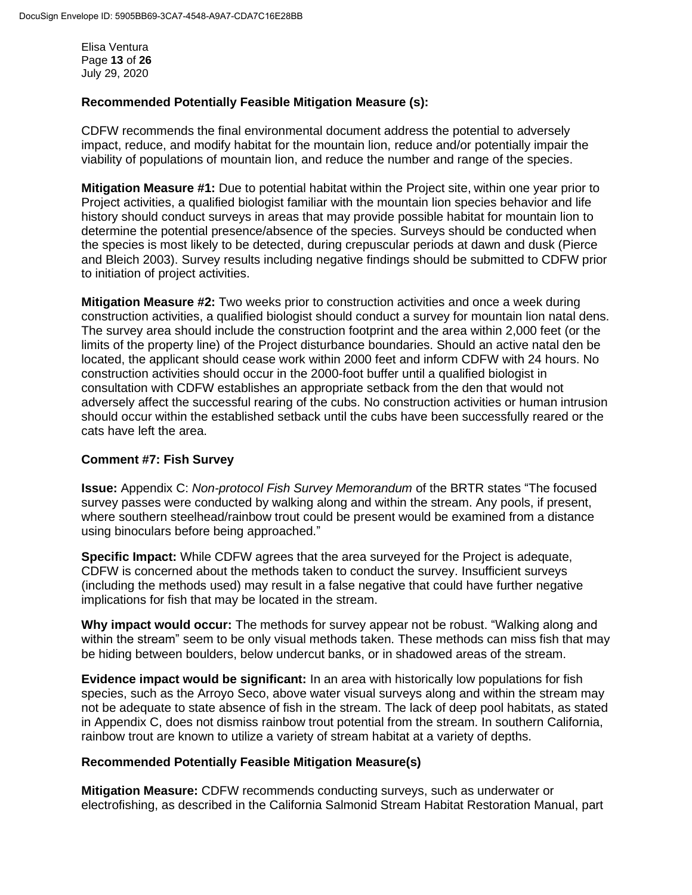**Recommended Potentially Feasible Mitigation Measure (s):**

CDFW recommends the final environmental document address the potential to adversely impact, reduce, and modify habitat for the mountain lion, reduce and/or potentially impair the viability of populations of mountain lion, and reduce the number and range of the species.

**Mitigation Measure #1:** Due to potential habitat within the Project site, within one year prior to Project activities, a qualified biologist familiar with the mountain lion species behavior and life history should conduct surveys in areas that may provide possible habitat for mountain lion to determine the potential presence/absence of the species. Surveys should be conducted when the species is most likely to be detected, during crepuscular periods at dawn and dusk (Pierce and Bleich 2003). Survey results including negative findings should be submitted to CDFW prior to initiation of project activities.

**Mitigation Measure #2:** Two weeks prior to construction activities and once a week during construction activities, a qualified biologist should conduct a survey for mountain lion natal dens. The survey area should include the construction footprint and the area within 2,000 feet (or the limits of the property line) of the Project disturbance boundaries. Should an active natal den be located, the applicant should cease work within 2000 feet and inform CDFW with 24 hours. No construction activities should occur in the 2000-foot buffer until a qualified biologist in consultation with CDFW establishes an appropriate setback from the den that would not adversely affect the successful rearing of the cubs. No construction activities or human intrusion should occur within the established setback until the cubs have been successfully reared or the cats have left the area.

**Comment #7: Fish Survey**

**Issue:** Appendix C: *Non-protocol Fish Survey Memorandum* of the BRTR states "The focused survey passes were conducted by walking along and within the stream. Any pools, if present, where southern steelhead/rainbow trout could be present would be examined from a distance using binoculars before being approached."

**Specific Impact:** While CDFW agrees that the area surveyed for the Project is adequate, CDFW is concerned about the methods taken to conduct the survey. Insufficient surveys (including the methods used) may result in a false negative that could have further negative implications for fish that may be located in the stream.

**Why impact would occur:** The methods for survey appear not be robust. "Walking along and within the stream" seem to be only visual methods taken. These methods can miss fish that may be hiding between boulders, below undercut banks, or in shadowed areas of the stream.

**Evidence impact would be significant:** In an area with historically low populations for fish species, such as the Arroyo Seco, above water visual surveys along and within the stream may not be adequate to state absence of fish in the stream. The lack of deep pool habitats, as stated in Appendix C, does not dismiss rainbow trout potential from the stream. In southern California, rainbow trout are known to utilize a variety of stream habitat at a variety of depths.

**Recommended Potentially Feasible Mitigation Measure(s)**

**Mitigation Measure:** CDFW recommends conducting surveys, such as underwater or electrofishing, as described in the California Salmonid Stream Habitat Restoration Manual, part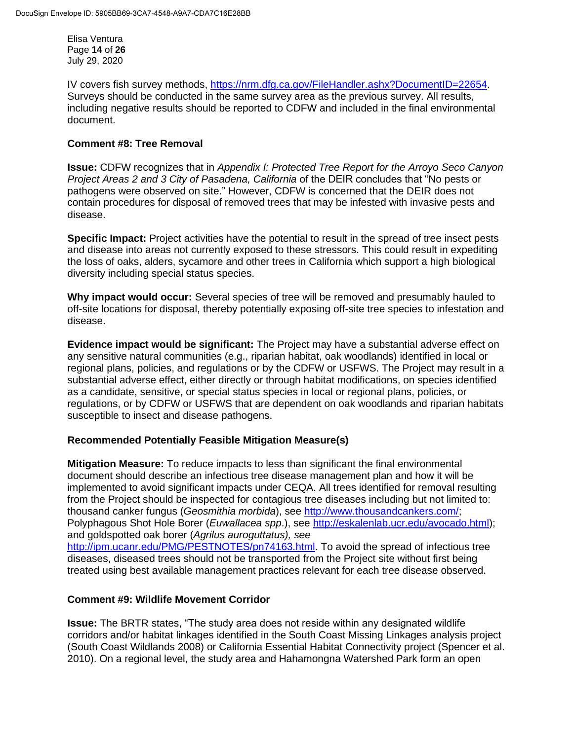IV covers fish survey methods, https://nrm.dfg.ca.gov/FileHandler.ashx?DocumentID=22654. Surveys should be conducted in the same survey area as the previous survey. All results, including negative results should be reported to CDFW and included in the final environmental document.

**Comment #8: Tree Removal**

**Issue:** CDFW recognizes that in *Appendix I: Protected Tree Report for the Arroyo Seco Canyon Project Areas 2 and 3 City of Pasadena, California* of the DEIR concludes that "No pests or pathogens were observed on site." However, CDFW is concerned that the DEIR does not contain procedures for disposal of removed trees that may be infested with invasive pests and disease.

**Specific Impact:** Project activities have the potential to result in the spread of tree insect pests and disease into areas not currently exposed to these stressors. This could result in expediting the loss of oaks, alders, sycamore and other trees in California which support a high biological diversity including special status species.

**Why impact would occur:** Several species of tree will be removed and presumably hauled to off-site locations for disposal, thereby potentially exposing off-site tree species to infestation and disease.

**Evidence impact would be significant:** The Project may have a substantial adverse effect on any sensitive natural communities (e.g., riparian habitat, oak woodlands) identified in local or regional plans, policies, and regulations or by the CDFW or USFWS. The Project may result in a substantial adverse effect, either directly or through habitat modifications, on species identified as a candidate, sensitive, or special status species in local or regional plans, policies, or regulations, or by CDFW or USFWS that are dependent on oak woodlands and riparian habitats susceptible to insect and disease pathogens.

**Recommended Potentially Feasible Mitigation Measure(s)**

**Mitigation Measure:** To reduce impacts to less than significant the final environmental document should describe an infectious tree disease management plan and how it will be implemented to avoid significant impacts under CEQA. All trees identified for removal resulting from the Project should be inspected for contagious tree diseases including but not limited to: thousand canker fungus (*Geosmithia morbida*), see http://www.thousandcankers.com/; Polyphagous Shot Hole Borer (*Euwallacea spp*.), see http://eskalenlab.ucr.edu/avocado.html); and goldspotted oak borer (*Agrilus auroguttatus), see* http://ipm.ucanr.edu/PMG/PESTNOTES/pn74163.html. To avoid the spread of infectious tree diseases, diseased trees should not be transported from the Project site without first being treated using best available management practices relevant for each tree disease observed.

**Comment #9: Wildlife Movement Corridor**

**Issue:** The BRTR states, "The study area does not reside within any designated wildlife corridors and/or habitat linkages identified in the South Coast Missing Linkages analysis project (South Coast Wildlands 2008) or California Essential Habitat Connectivity project (Spencer et al. 2010). On a regional level, the study area and Hahamongna Watershed Park form an open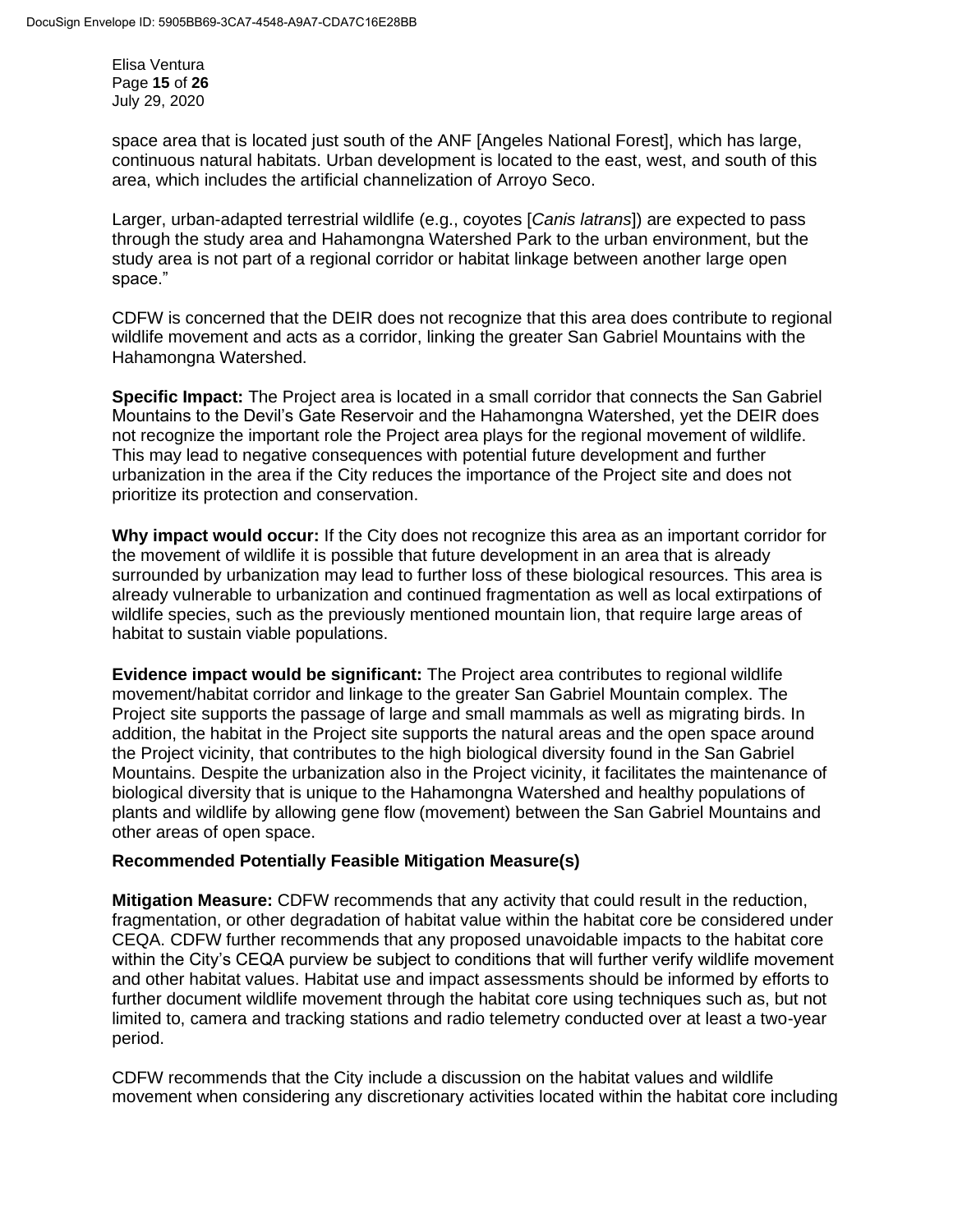space area that is located just south of the ANF [Angeles National Forest], which has large, continuous natural habitats. Urban development is located to the east, west, and south of this area, which includes the artificial channelization of Arroyo Seco.

Larger, urban-adapted terrestrial wildlife (e.g., coyotes [*Canis latrans*]) are expected to pass through the study area and Hahamongna Watershed Park to the urban environment, but the study area is not part of a regional corridor or habitat linkage between another large open space."

CDFW is concerned that the DEIR does not recognize that this area does contribute to regional wildlife movement and acts as a corridor, linking the greater San Gabriel Mountains with the Hahamongna Watershed.

**Specific Impact:** The Project area is located in a small corridor that connects the San Gabriel Mountains to the Devil's Gate Reservoir and the Hahamongna Watershed, yet the DEIR does not recognize the important role the Project area plays for the regional movement of wildlife. This may lead to negative consequences with potential future development and further urbanization in the area if the City reduces the importance of the Project site and does not prioritize its protection and conservation.

**Why impact would occur:** If the City does not recognize this area as an important corridor for the movement of wildlife it is possible that future development in an area that is already surrounded by urbanization may lead to further loss of these biological resources. This area is already vulnerable to urbanization and continued fragmentation as well as local extirpations of wildlife species, such as the previously mentioned mountain lion, that require large areas of habitat to sustain viable populations.

**Evidence impact would be significant:** The Project area contributes to regional wildlife movement/habitat corridor and linkage to the greater San Gabriel Mountain complex. The Project site supports the passage of large and small mammals as well as migrating birds. In addition, the habitat in the Project site supports the natural areas and the open space around the Project vicinity, that contributes to the high biological diversity found in the San Gabriel Mountains. Despite the urbanization also in the Project vicinity, it facilitates the maintenance of biological diversity that is unique to the Hahamongna Watershed and healthy populations of plants and wildlife by allowing gene flow (movement) between the San Gabriel Mountains and other areas of open space.

**Recommended Potentially Feasible Mitigation Measure(s)**

**Mitigation Measure:** CDFW recommends that any activity that could result in the reduction, fragmentation, or other degradation of habitat value within the habitat core be considered under CEQA. CDFW further recommends that any proposed unavoidable impacts to the habitat core within the City's CEQA purview be subject to conditions that will further verify wildlife movement and other habitat values. Habitat use and impact assessments should be informed by efforts to further document wildlife movement through the habitat core using techniques such as, but not limited to, camera and tracking stations and radio telemetry conducted over at least a two-year period.

CDFW recommends that the City include a discussion on the habitat values and wildlife movement when considering any discretionary activities located within the habitat core including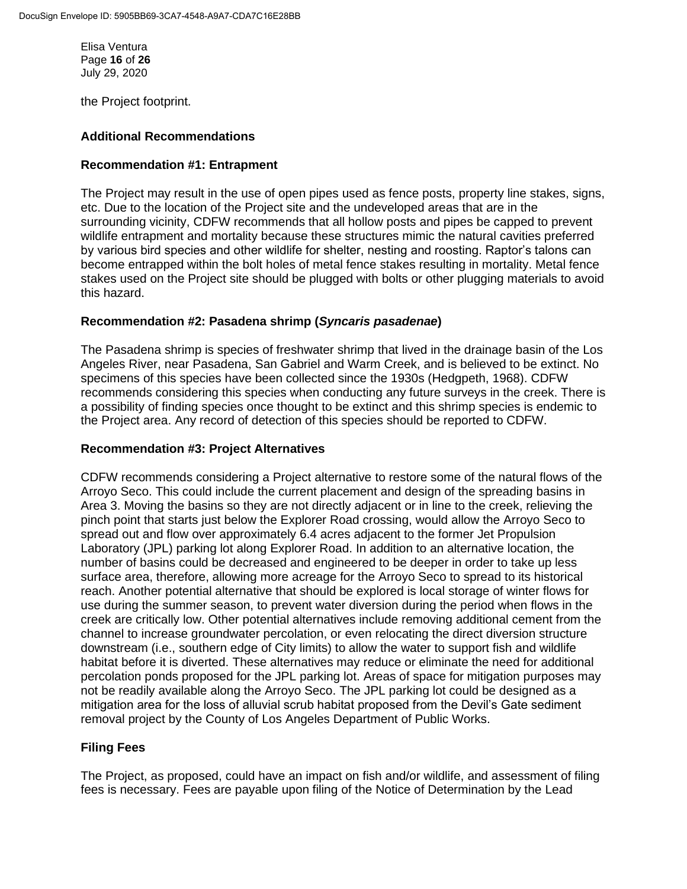the Project footprint.

## Additional Recommendations

### Recommendation #1: Entrapment

The Project may result in the use of open pipes used as fence posts, property line stakes, signs, etc. Due to the location of the Project site and the undeveloped areas that are in the surrounding vicinity, CDFW recommends that all hollow posts and pipes be capped to prevent wildlife entrapment and mortality because these structures mimic the natural cavities preferred by various bird species and other wildlife for shelter, nesting and roosting. Raptor's talons can become entrapped within the bolt holes of metal fence stakes resulting in mortality. Metal fence stakes used on the Project site should be plugged with bolts or other plugging materials to avoid this hazard.

### Recommendation #2: Pasadena shrimp (*Syncaris pasadenae*)

The Pasadena shrimp is species of freshwater shrimp that lived in the drainage basin of the Los Angeles River, near Pasadena, San Gabriel and Warm Creek, and is believed to be extinct. No specimens of this species have been collected since the 1930s (Hedgpeth, 1968). CDFW recommends considering this species when conducting any future surveys in the creek. There is a possibility of finding species once thought to be extinct and this shrimp species is endemic to the Project area. Any record of detection of this species should be reported to CDFW.

### Recommendation #3: Project Alternatives

CDFW recommends considering a Project alternative to restore some of the natural flows of the Arroyo Seco. This could include the current placement and design of the spreading basins in Area 3. Moving the basins so they are not directly adjacent or in line to the creek, relieving the pinch point that starts just below the Explorer Road crossing, would allow the Arroyo Seco to spread out and flow over approximately 6.4 acres adjacent to the former Jet Propulsion Laboratory (JPL) parking lot along Explorer Road. In addition to an alternative location, the number of basins could be decreased and engineered to be deeper in order to take up less surface area, therefore, allowing more acreage for the Arroyo Seco to spread to its historical reach. Another potential alternative that should be explored is local storage of winter flows for use during the summer season, to prevent water diversion during the period when flows in the creek are critically low. Other potential alternatives include removing additional cement from the channel to increase groundwater percolation, or even relocating the direct diversion structure downstream (i.e., southern edge of City limits) to allow the water to support fish and wildlife habitat before it is diverted. These alternatives may reduce or eliminate the need for additional percolation ponds proposed for the JPL parking lot. Areas of space for mitigation purposes may not be readily available along the Arroyo Seco. The JPL parking lot could be designed as a mitigation area for the loss of alluvial scrub habitat proposed from the Devil's Gate sediment removal project by the County of Los Angeles Department of Public Works.

## Filing Fees

The Project, as proposed, could have an impact on fish and/or wildlife, and assessment of filing fees is necessary. Fees are payable upon filing of the Notice of Determination by the Lead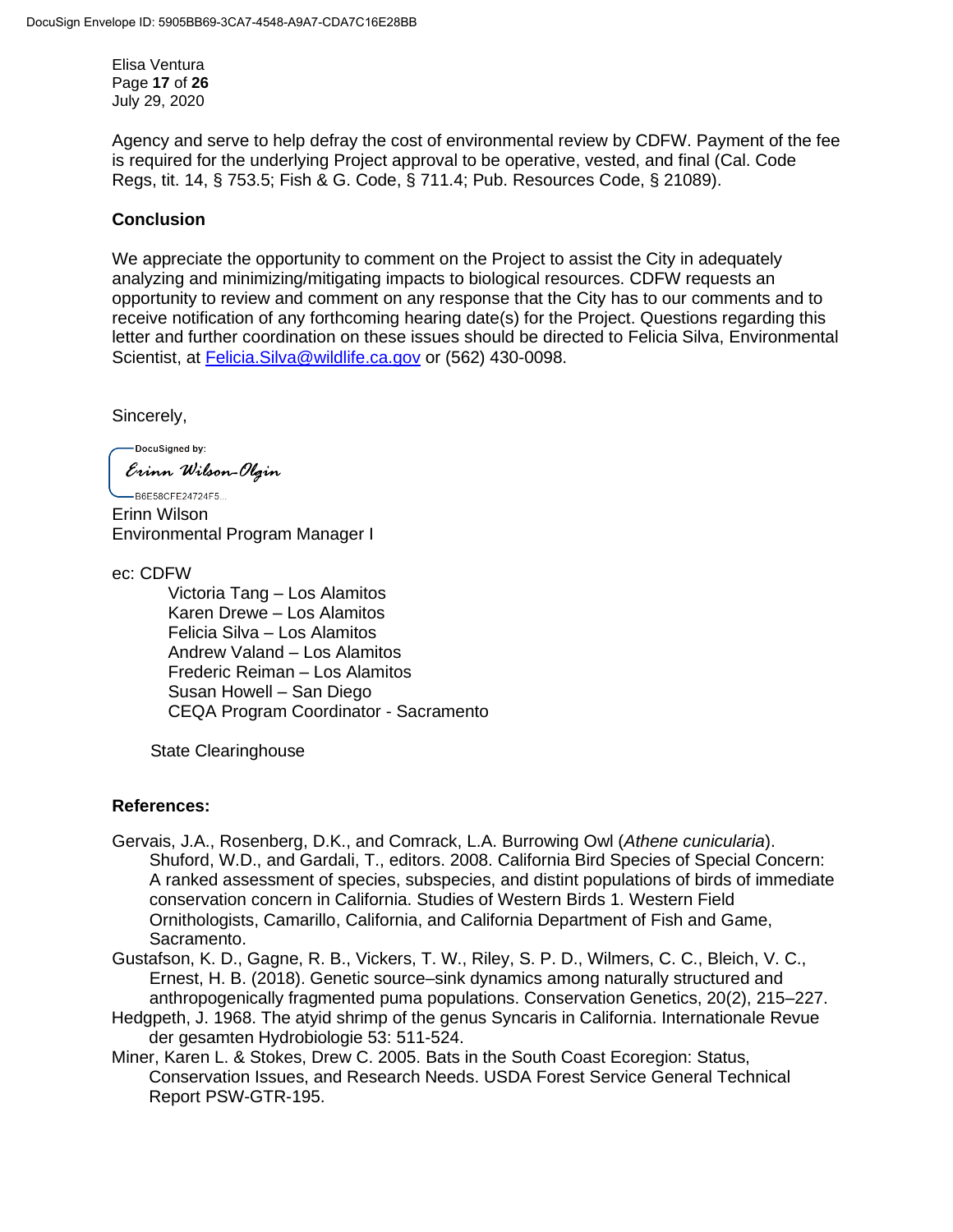Elisa Ventura
July 29, 2020

Agency and serve to help defray the cost of environmental review by CDFW. Payment of the fee is required for the underlying Project approval to be operative, vested, and final (Cal. Code Regs, tit. 14, § 753.5; Fish & G. Code, § 711.4; Pub. Resources Code, § 21089).

## Conclusion

We appreciate the opportunity to comment on the Project to assist the City in adequately analyzing and minimizing/mitigating impacts to biological resources. CDFW requests an opportunity to review and comment on any response that the City has to our comments and to receive notification of any forthcoming hearing date(s) for the Project. Questions regarding this letter and further coordination on these issues should be directed to Felicia Silva, Environmental Scientist, at Felicia.Silva@wildlife.ca.gov or (562) 430-0098.

Sincerely,

DocuSigned by:
Erinn Wilson-Olgin
B6E58CFE24724F5...

Erinn Wilson
Environmental Program Manager I

ec: CDFW
- Victoria Tang – Los Alamitos
- Karen Drewe – Los Alamitos
- Felicia Silva – Los Alamitos
- Andrew Valand – Los Alamitos
- Frederic Reiman – Los Alamitos
- Susan Howell – San Diego
- CEQA Program Coordinator - Sacramento

State Clearinghouse

## References:

Gervais, J.A., Rosenberg, D.K., and Comrack, L.A. Burrowing Owl (*Athene cunicularia*). Shuford, W.D., and Gardali, T., editors. 2008. California Bird Species of Special Concern: A ranked assessment of species, subspecies, and distint populations of birds of immediate conservation concern in California. Studies of Western Birds 1. Western Field Ornithologists, Camarillo, California, and California Department of Fish and Game, Sacramento.

Gustafson, K. D., Gagne, R. B., Vickers, T. W., Riley, S. P. D., Wilmers, C. C., Bleich, V. C., Ernest, H. B. (2018). Genetic source–sink dynamics among naturally structured and anthropogenically fragmented puma populations. Conservation Genetics, 20(2), 215–227.

Hedgpeth, J. 1968. The atyid shrimp of the genus Syncaris in California. Internationale Revue der gesamten Hydrobiologie 53: 511-524.

Miner, Karen L. & Stokes, Drew C. 2005. Bats in the South Coast Ecoregion: Status, Conservation Issues, and Research Needs. USDA Forest Service General Technical Report PSW-GTR-195.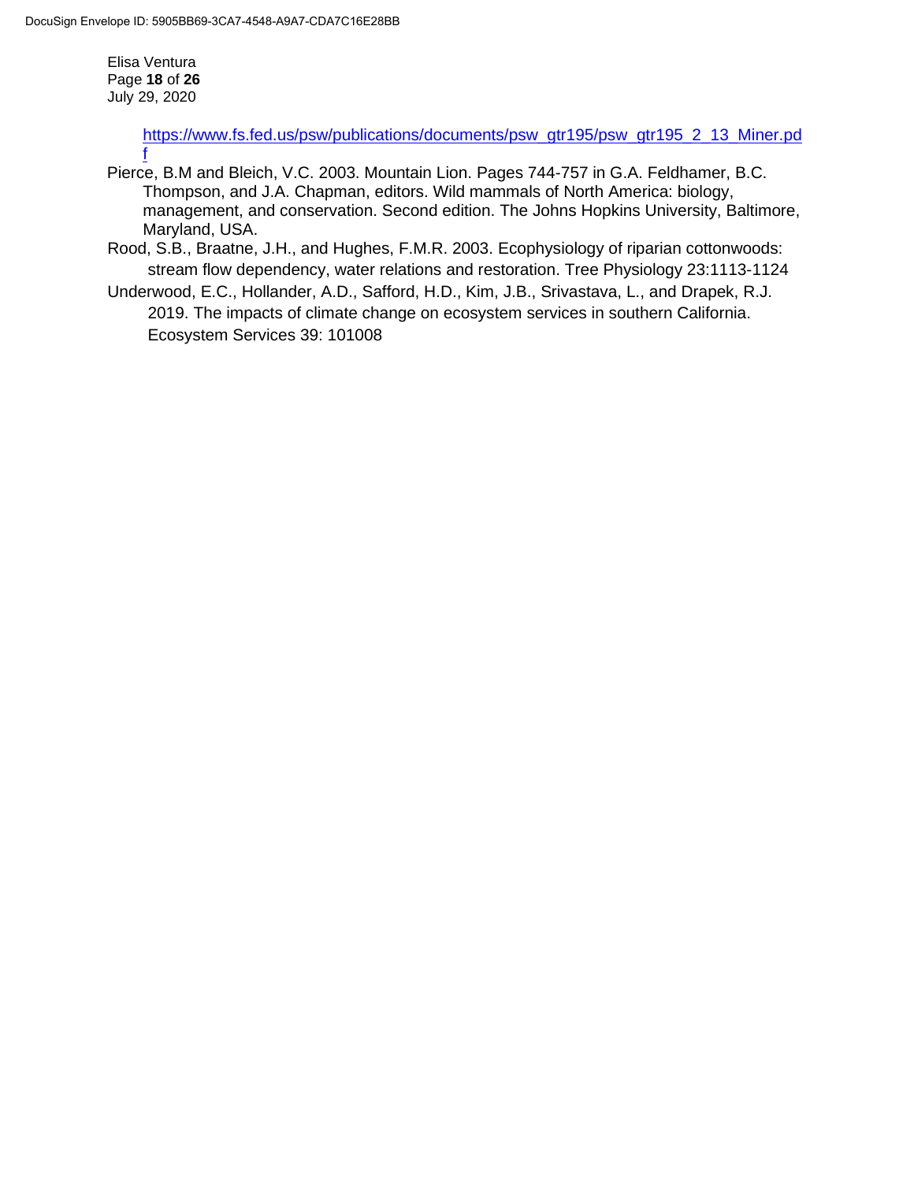https://www.fs.fed.us/psw/publications/documents/psw_gtr195/psw_gtr195_2_13_Miner.pdf

Pierce, B.M and Bleich, V.C. 2003. Mountain Lion. Pages 744-757 in G.A. Feldhamer, B.C. Thompson, and J.A. Chapman, editors. Wild mammals of North America: biology, management, and conservation. Second edition. The Johns Hopkins University, Baltimore, Maryland, USA.

Rood, S.B., Braatne, J.H., and Hughes, F.M.R. 2003. Ecophysiology of riparian cottonwoods: stream flow dependency, water relations and restoration. Tree Physiology 23:1113-1124

Underwood, E.C., Hollander, A.D., Safford, H.D., Kim, J.B., Srivastava, L., and Drapek, R.J. 2019. The impacts of climate change on ecosystem services in southern California. Ecosystem Services 39: 101008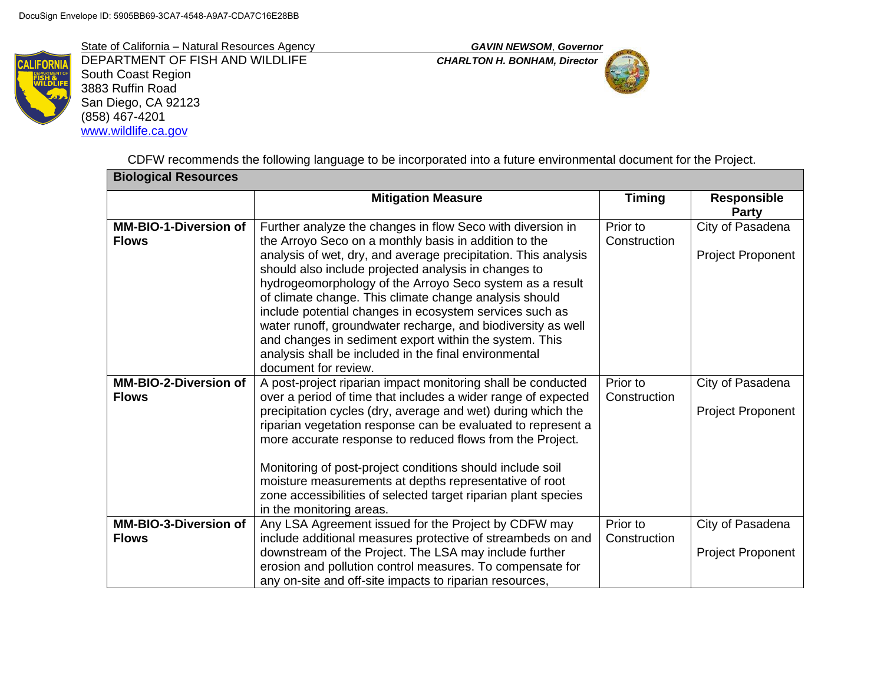State of California – Natural Resources Agency
DEPARTMENT OF FISH AND WILDLIFE
South Coast Region
3883 Ruffin Road
San Diego, CA 92123
(858) 467-4201
www.wildlife.ca.gov

***GAVIN NEWSOM*, Governor**
***CHARLTON H. BONHAM, Director***

CDFW recommends the following language to be incorporated into a future environmental document for the Project.

| **Biological Resources** | | | |
|---|---|---|---|
| | **Mitigation Measure** | **Timing** | **Responsible Party** |
| **MM-BIO-1-Diversion of Flows** | Further analyze the changes in flow Seco with diversion in the Arroyo Seco on a monthly basis in addition to the analysis of wet, dry, and average precipitation. This analysis should also include projected analysis in changes to hydrogeomorphology of the Arroyo Seco system as a result of climate change. This climate change analysis should include potential changes in ecosystem services such as water runoff, groundwater recharge, and biodiversity as well and changes in sediment export within the system. This analysis shall be included in the final environmental document for review. | Prior to Construction | City of Pasadena<br><br>Project Proponent |
| **MM-BIO-2-Diversion of Flows** | A post-project riparian impact monitoring shall be conducted over a period of time that includes a wider range of expected precipitation cycles (dry, average and wet) during which the riparian vegetation response can be evaluated to represent a more accurate response to reduced flows from the Project.<br><br>Monitoring of post-project conditions should include soil moisture measurements at depths representative of root zone accessibilities of selected target riparian plant species in the monitoring areas. | Prior to Construction | City of Pasadena<br><br>Project Proponent |
| **MM-BIO-3-Diversion of Flows** | Any LSA Agreement issued for the Project by CDFW may include additional measures protective of streambeds on and downstream of the Project. The LSA may include further erosion and pollution control measures. To compensate for any on-site and off-site impacts to riparian resources, | Prior to Construction | City of Pasadena<br><br>Project Proponent |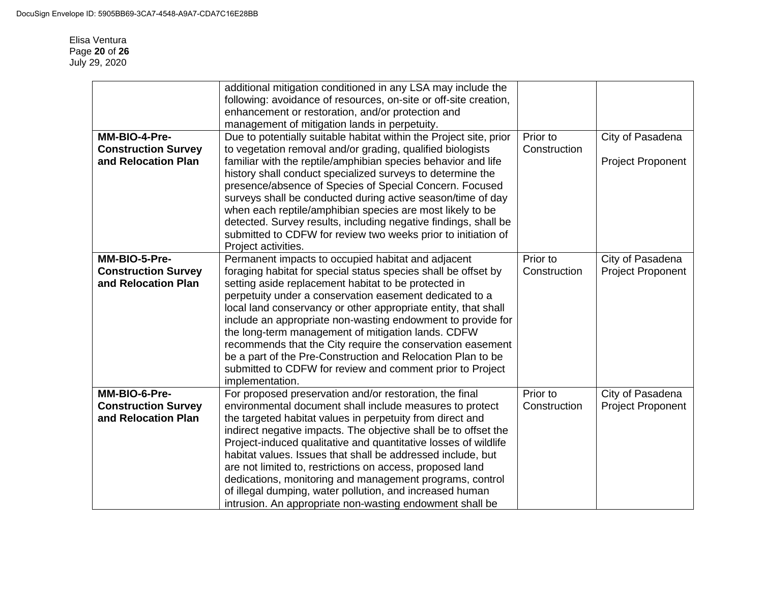| | | | |
|---|---|---|---|
| | additional mitigation conditioned in any LSA may include the following: avoidance of resources, on-site or off-site creation, enhancement or restoration, and/or protection and management of mitigation lands in perpetuity. | | |
| **MM-BIO-4-Pre-Construction Survey and Relocation Plan** | Due to potentially suitable habitat within the Project site, prior to vegetation removal and/or grading, qualified biologists familiar with the reptile/amphibian species behavior and life history shall conduct specialized surveys to determine the presence/absence of Species of Special Concern. Focused surveys shall be conducted during active season/time of day when each reptile/amphibian species are most likely to be detected. Survey results, including negative findings, shall be submitted to CDFW for review two weeks prior to initiation of Project activities. | Prior to Construction | City of Pasadena<br><br>Project Proponent |
| **MM-BIO-5-Pre-Construction Survey and Relocation Plan** | Permanent impacts to occupied habitat and adjacent foraging habitat for special status species shall be offset by setting aside replacement habitat to be protected in perpetuity under a conservation easement dedicated to a local land conservancy or other appropriate entity, that shall include an appropriate non-wasting endowment to provide for the long-term management of mitigation lands. CDFW recommends that the City require the conservation easement be a part of the Pre-Construction and Relocation Plan to be submitted to CDFW for review and comment prior to Project implementation. | Prior to Construction | City of Pasadena Project Proponent |
| **MM-BIO-6-Pre-Construction Survey and Relocation Plan** | For proposed preservation and/or restoration, the final environmental document shall include measures to protect the targeted habitat values in perpetuity from direct and indirect negative impacts. The objective shall be to offset the Project-induced qualitative and quantitative losses of wildlife habitat values. Issues that shall be addressed include, but are not limited to, restrictions on access, proposed land dedications, monitoring and management programs, control of illegal dumping, water pollution, and increased human intrusion. An appropriate non-wasting endowment shall be | Prior to Construction | City of Pasadena Project Proponent |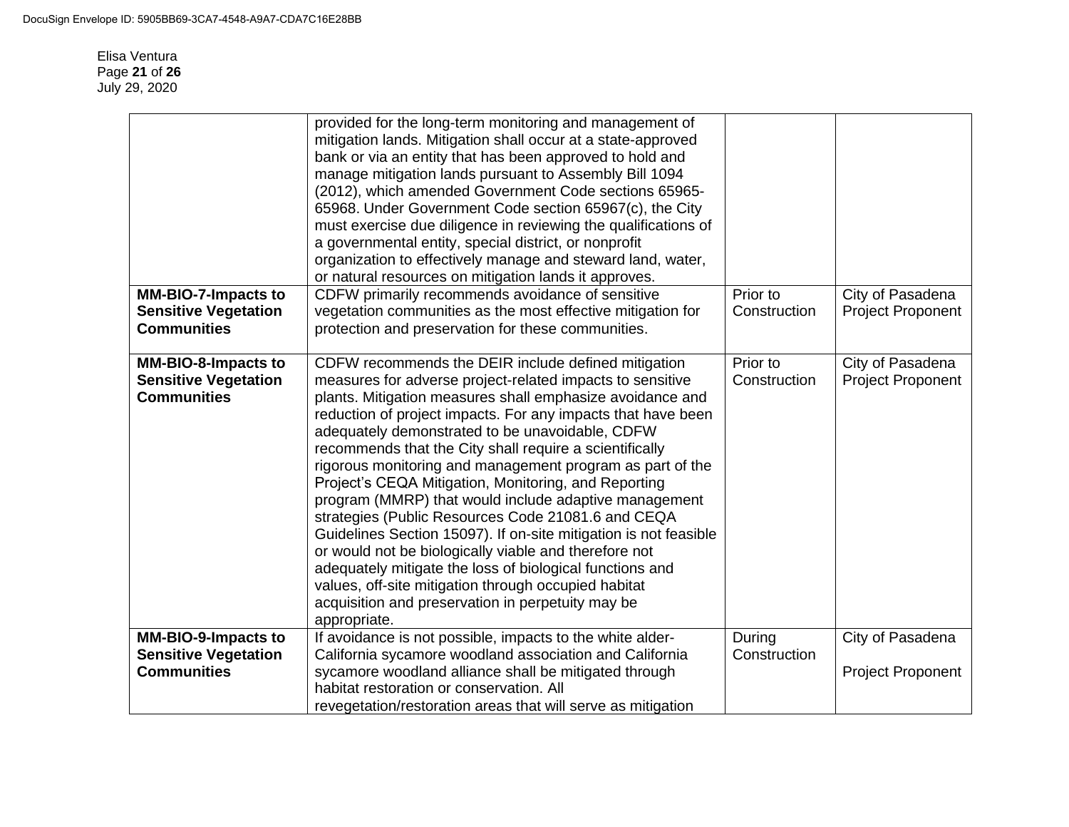| | | | |
|---|---|---|---|
| | provided for the long-term monitoring and management of mitigation lands. Mitigation shall occur at a state-approved bank or via an entity that has been approved to hold and manage mitigation lands pursuant to Assembly Bill 1094 (2012), which amended Government Code sections 65965-65968. Under Government Code section 65967(c), the City must exercise due diligence in reviewing the qualifications of a governmental entity, special district, or nonprofit organization to effectively manage and steward land, water, or natural resources on mitigation lands it approves. | | |
| **MM-BIO-7-Impacts to Sensitive Vegetation Communities** | CDFW primarily recommends avoidance of sensitive vegetation communities as the most effective mitigation for protection and preservation for these communities. | Prior to Construction | City of Pasadena Project Proponent |
| **MM-BIO-8-Impacts to Sensitive Vegetation Communities** | CDFW recommends the DEIR include defined mitigation measures for adverse project-related impacts to sensitive plants. Mitigation measures shall emphasize avoidance and reduction of project impacts. For any impacts that have been adequately demonstrated to be unavoidable, CDFW recommends that the City shall require a scientifically rigorous monitoring and management program as part of the Project's CEQA Mitigation, Monitoring, and Reporting program (MMRP) that would include adaptive management strategies (Public Resources Code 21081.6 and CEQA Guidelines Section 15097). If on-site mitigation is not feasible or would not be biologically viable and therefore not adequately mitigate the loss of biological functions and values, off-site mitigation through occupied habitat acquisition and preservation in perpetuity may be appropriate. | Prior to Construction | City of Pasadena Project Proponent |
| **MM-BIO-9-Impacts to Sensitive Vegetation Communities** | If avoidance is not possible, impacts to the white alder-California sycamore woodland association and California sycamore woodland alliance shall be mitigated through habitat restoration or conservation. All revegetation/restoration areas that will serve as mitigation | During Construction | City of Pasadena Project Proponent |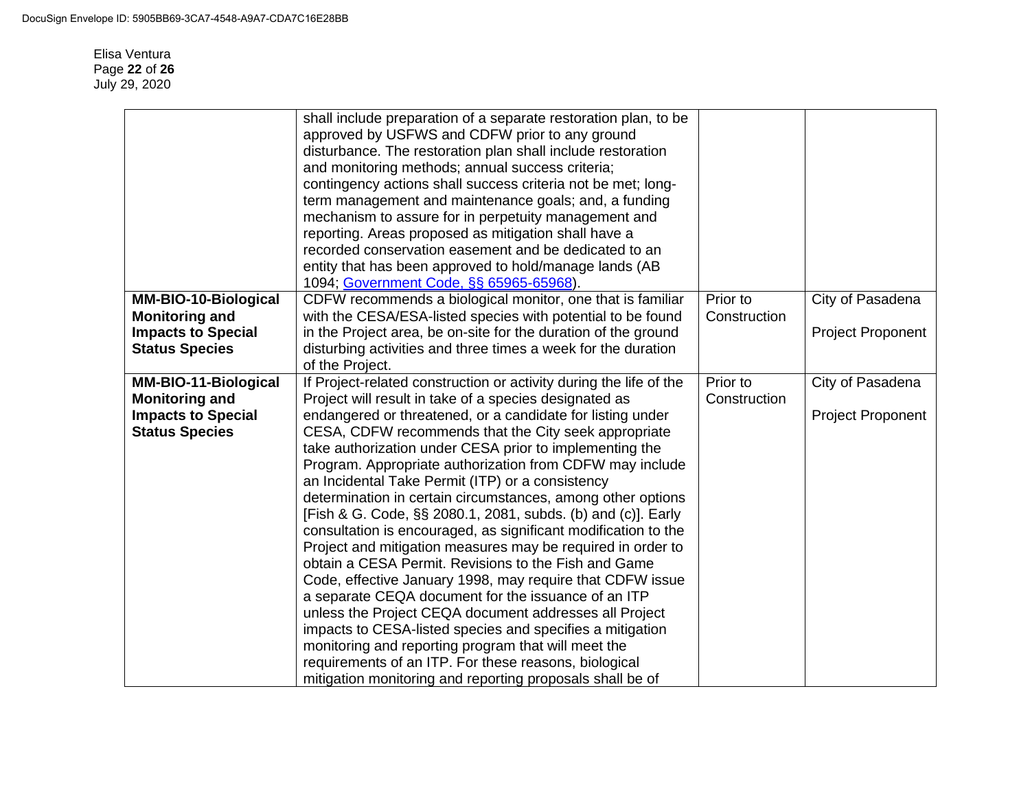| | | | |
|---|---|---|---|
| | shall include preparation of a separate restoration plan, to be approved by USFWS and CDFW prior to any ground disturbance. The restoration plan shall include restoration and monitoring methods; annual success criteria; contingency actions shall success criteria not be met; long-term management and maintenance goals; and, a funding mechanism to assure for in perpetuity management and reporting. Areas proposed as mitigation shall have a recorded conservation easement and be dedicated to an entity that has been approved to hold/manage lands (AB 1094; Government Code, §§ 65965-65968). | | |
| **MM-BIO-10-Biological Monitoring and Impacts to Special Status Species** | CDFW recommends a biological monitor, one that is familiar with the CESA/ESA-listed species with potential to be found in the Project area, be on-site for the duration of the ground disturbing activities and three times a week for the duration of the Project. | Prior to Construction | City of Pasadena<br><br>Project Proponent |
| **MM-BIO-11-Biological Monitoring and Impacts to Special Status Species** | If Project-related construction or activity during the life of the Project will result in take of a species designated as endangered or threatened, or a candidate for listing under CESA, CDFW recommends that the City seek appropriate take authorization under CESA prior to implementing the Program. Appropriate authorization from CDFW may include an Incidental Take Permit (ITP) or a consistency determination in certain circumstances, among other options [Fish & G. Code, §§ 2080.1, 2081, subds. (b) and (c)]. Early consultation is encouraged, as significant modification to the Project and mitigation measures may be required in order to obtain a CESA Permit. Revisions to the Fish and Game Code, effective January 1998, may require that CDFW issue a separate CEQA document for the issuance of an ITP unless the Project CEQA document addresses all Project impacts to CESA-listed species and specifies a mitigation monitoring and reporting program that will meet the requirements of an ITP. For these reasons, biological mitigation monitoring and reporting proposals shall be of | Prior to Construction | City of Pasadena<br><br>Project Proponent |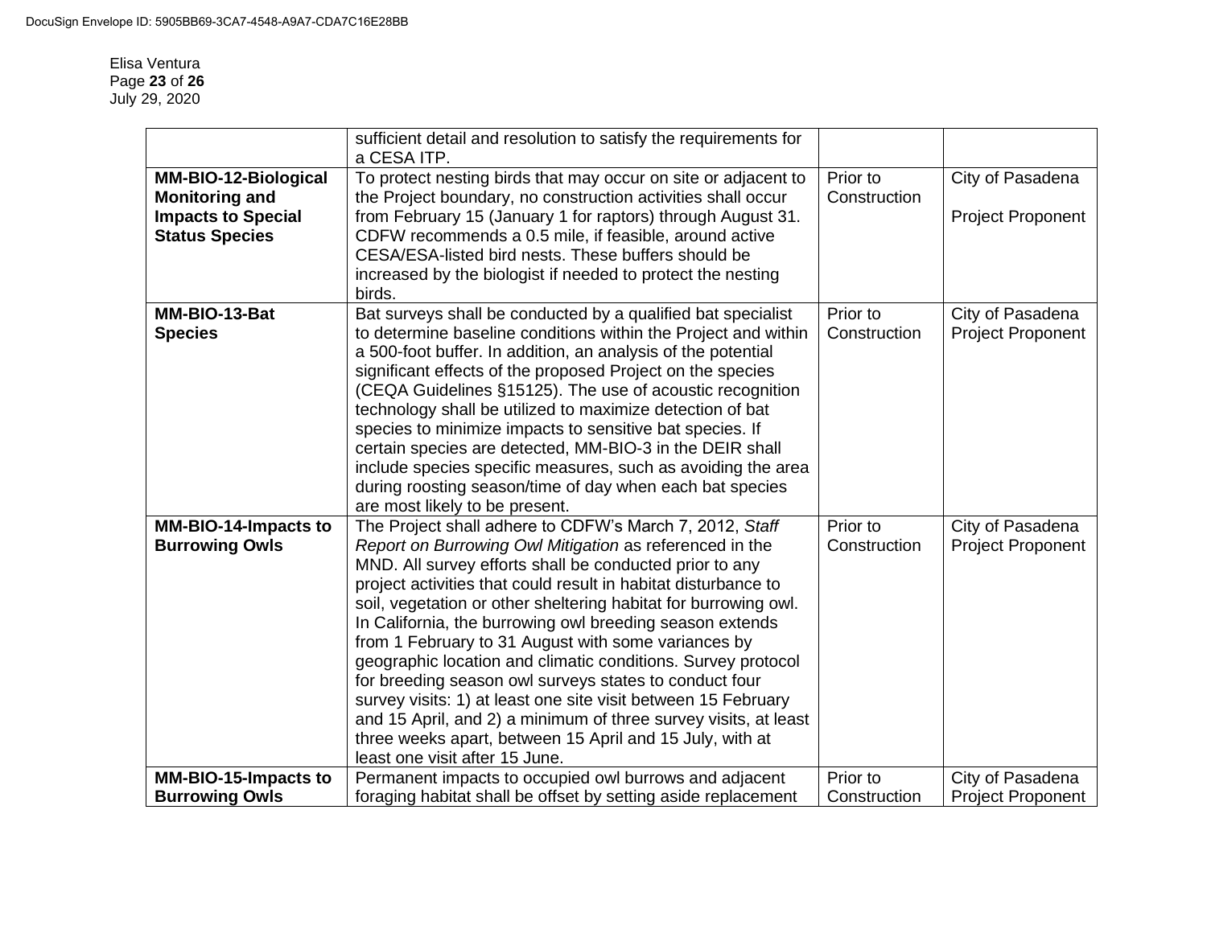Elisa Ventura
July 29, 2020

| | | | |
|---|---|---|---|
| | sufficient detail and resolution to satisfy the requirements for a CESA ITP. | | |
| **MM-BIO-12-Biological Monitoring and Impacts to Special Status Species** | To protect nesting birds that may occur on site or adjacent to the Project boundary, no construction activities shall occur from February 15 (January 1 for raptors) through August 31. CDFW recommends a 0.5 mile, if feasible, around active CESA/ESA-listed bird nests. These buffers should be increased by the biologist if needed to protect the nesting birds. | Prior to Construction | City of Pasadena<br><br>Project Proponent |
| **MM-BIO-13-Bat Species** | Bat surveys shall be conducted by a qualified bat specialist to determine baseline conditions within the Project and within a 500-foot buffer. In addition, an analysis of the potential significant effects of the proposed Project on the species (CEQA Guidelines §15125). The use of acoustic recognition technology shall be utilized to maximize detection of bat species to minimize impacts to sensitive bat species. If certain species are detected, MM-BIO-3 in the DEIR shall include species specific measures, such as avoiding the area during roosting season/time of day when each bat species are most likely to be present. | Prior to Construction | City of Pasadena Project Proponent |
| **MM-BIO-14-Impacts to Burrowing Owls** | The Project shall adhere to CDFW's March 7, 2012, *Staff Report on Burrowing Owl Mitigation* as referenced in the MND. All survey efforts shall be conducted prior to any project activities that could result in habitat disturbance to soil, vegetation or other sheltering habitat for burrowing owl. In California, the burrowing owl breeding season extends from 1 February to 31 August with some variances by geographic location and climatic conditions. Survey protocol for breeding season owl surveys states to conduct four survey visits: 1) at least one site visit between 15 February and 15 April, and 2) a minimum of three survey visits, at least three weeks apart, between 15 April and 15 July, with at least one visit after 15 June. | Prior to Construction | City of Pasadena Project Proponent |
| **MM-BIO-15-Impacts to Burrowing Owls** | Permanent impacts to occupied owl burrows and adjacent foraging habitat shall be offset by setting aside replacement | Prior to Construction | City of Pasadena Project Proponent |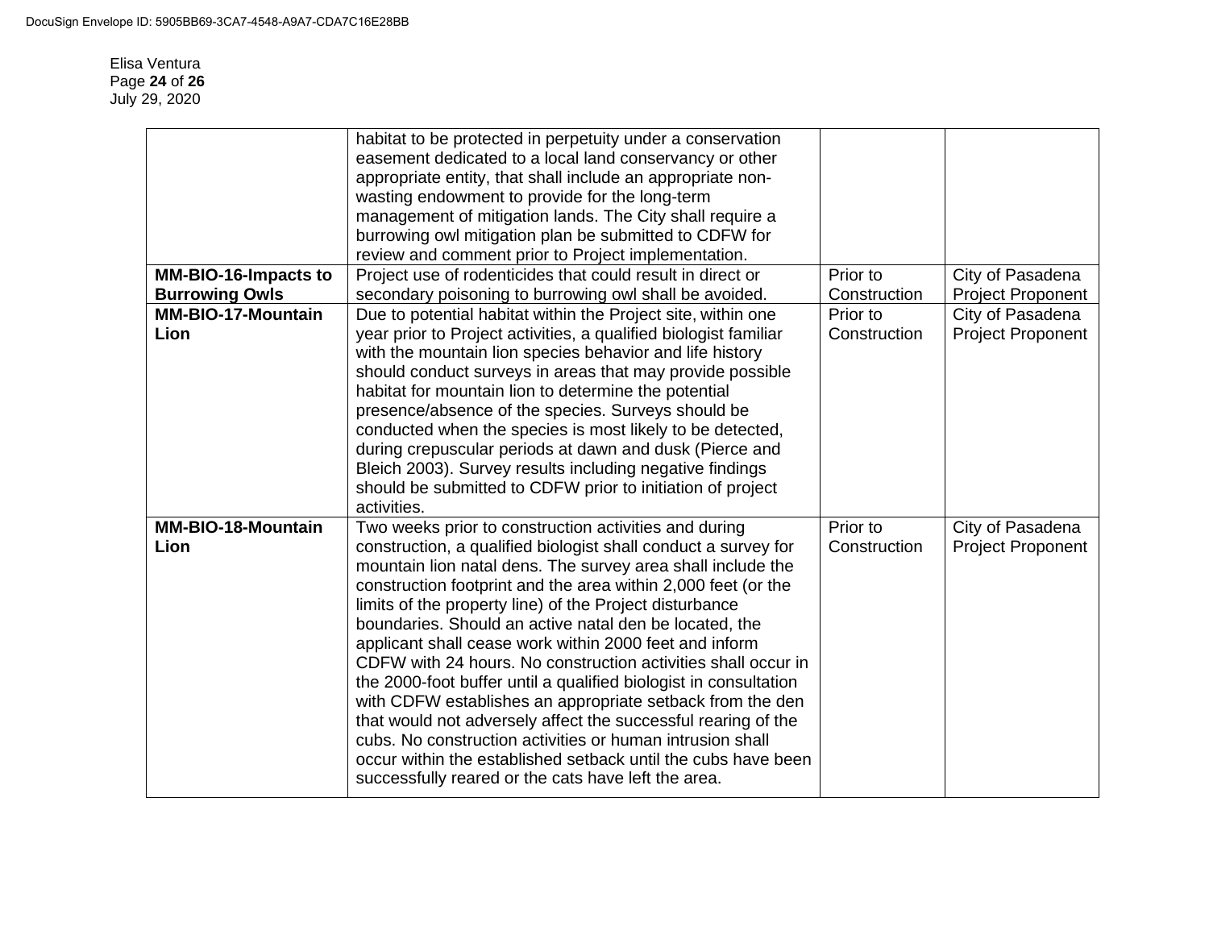| | | | |
|---|---|---|---|
| | habitat to be protected in perpetuity under a conservation easement dedicated to a local land conservancy or other appropriate entity, that shall include an appropriate non-wasting endowment to provide for the long-term management of mitigation lands. The City shall require a burrowing owl mitigation plan be submitted to CDFW for review and comment prior to Project implementation. | | |
| **MM-BIO-16-Impacts to Burrowing Owls** | Project use of rodenticides that could result in direct or secondary poisoning to burrowing owl shall be avoided. | Prior to Construction | City of Pasadena Project Proponent |
| **MM-BIO-17-Mountain Lion** | Due to potential habitat within the Project site, within one year prior to Project activities, a qualified biologist familiar with the mountain lion species behavior and life history should conduct surveys in areas that may provide possible habitat for mountain lion to determine the potential presence/absence of the species. Surveys should be conducted when the species is most likely to be detected, during crepuscular periods at dawn and dusk (Pierce and Bleich 2003). Survey results including negative findings should be submitted to CDFW prior to initiation of project activities. | Prior to Construction | City of Pasadena Project Proponent |
| **MM-BIO-18-Mountain Lion** | Two weeks prior to construction activities and during construction, a qualified biologist shall conduct a survey for mountain lion natal dens. The survey area shall include the construction footprint and the area within 2,000 feet (or the limits of the property line) of the Project disturbance boundaries. Should an active natal den be located, the applicant shall cease work within 2000 feet and inform CDFW with 24 hours. No construction activities shall occur in the 2000-foot buffer until a qualified biologist in consultation with CDFW establishes an appropriate setback from the den that would not adversely affect the successful rearing of the cubs. No construction activities or human intrusion shall occur within the established setback until the cubs have been successfully reared or the cats have left the area. | Prior to Construction | City of Pasadena Project Proponent |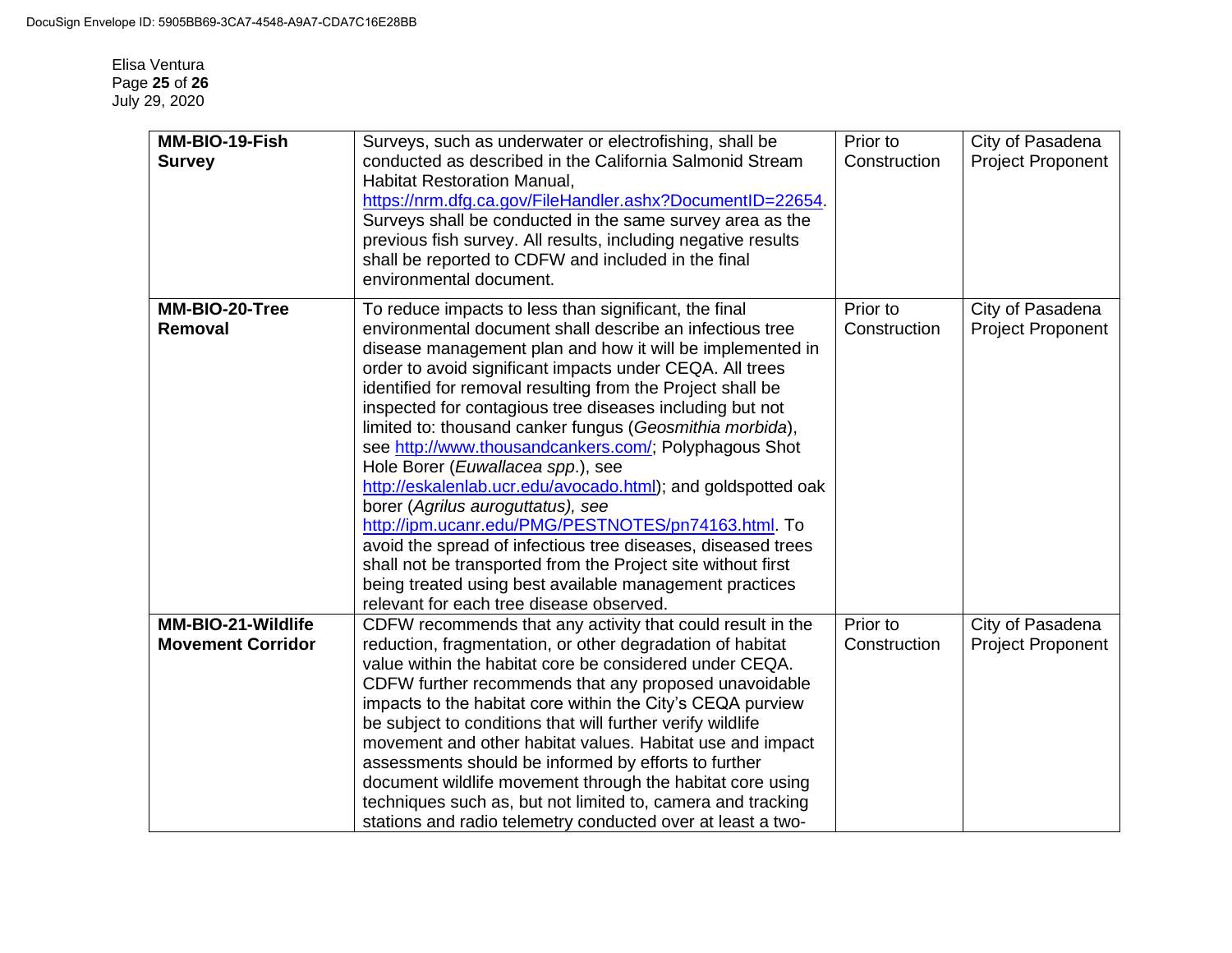| | | | |
|---|---|---|---|
| **MM-BIO-19-Fish Survey** | Surveys, such as underwater or electrofishing, shall be conducted as described in the California Salmonid Stream Habitat Restoration Manual, https://nrm.dfg.ca.gov/FileHandler.ashx?DocumentID=22654. Surveys shall be conducted in the same survey area as the previous fish survey. All results, including negative results shall be reported to CDFW and included in the final environmental document. | Prior to Construction | City of Pasadena Project Proponent |
| **MM-BIO-20-Tree Removal** | To reduce impacts to less than significant, the final environmental document shall describe an infectious tree disease management plan and how it will be implemented in order to avoid significant impacts under CEQA. All trees identified for removal resulting from the Project shall be inspected for contagious tree diseases including but not limited to: thousand canker fungus (*Geosmithia morbida*), see http://www.thousandcankers.com/; Polyphagous Shot Hole Borer (*Euwallacea spp*.), see http://eskalenlab.ucr.edu/avocado.html); and goldspotted oak borer (*Agrilus auroguttatus), see* http://ipm.ucanr.edu/PMG/PESTNOTES/pn74163.html. To avoid the spread of infectious tree diseases, diseased trees shall not be transported from the Project site without first being treated using best available management practices relevant for each tree disease observed. | Prior to Construction | City of Pasadena Project Proponent |
| **MM-BIO-21-Wildlife Movement Corridor** | CDFW recommends that any activity that could result in the reduction, fragmentation, or other degradation of habitat value within the habitat core be considered under CEQA. CDFW further recommends that any proposed unavoidable impacts to the habitat core within the City's CEQA purview be subject to conditions that will further verify wildlife movement and other habitat values. Habitat use and impact assessments should be informed by efforts to further document wildlife movement through the habitat core using techniques such as, but not limited to, camera and tracking stations and radio telemetry conducted over at least a two- | Prior to Construction | City of Pasadena Project Proponent |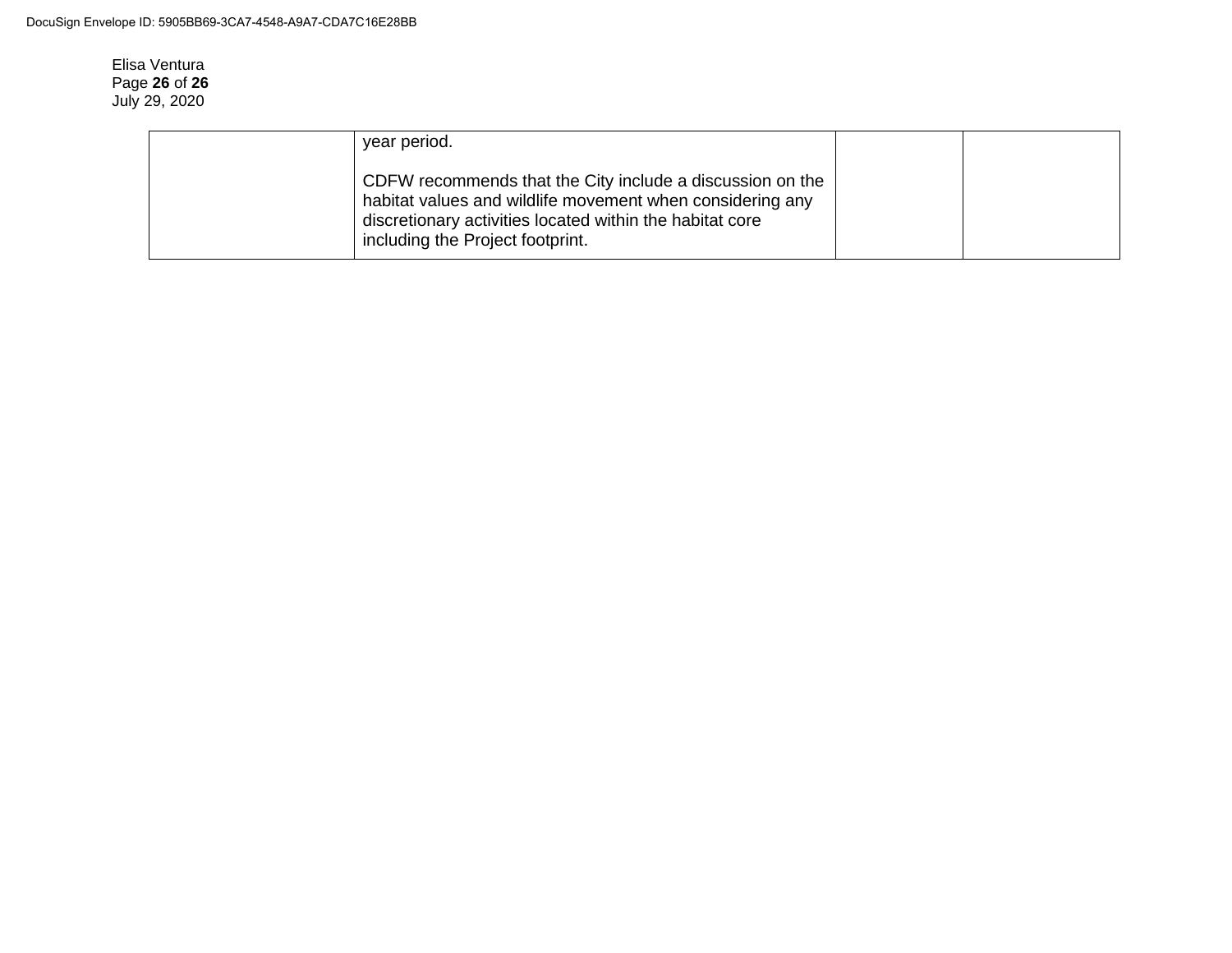| | | | |
|---|---|---|---|
| | year period.<br><br>CDFW recommends that the City include a discussion on the habitat values and wildlife movement when considering any discretionary activities located within the habitat core including the Project footprint. | | |